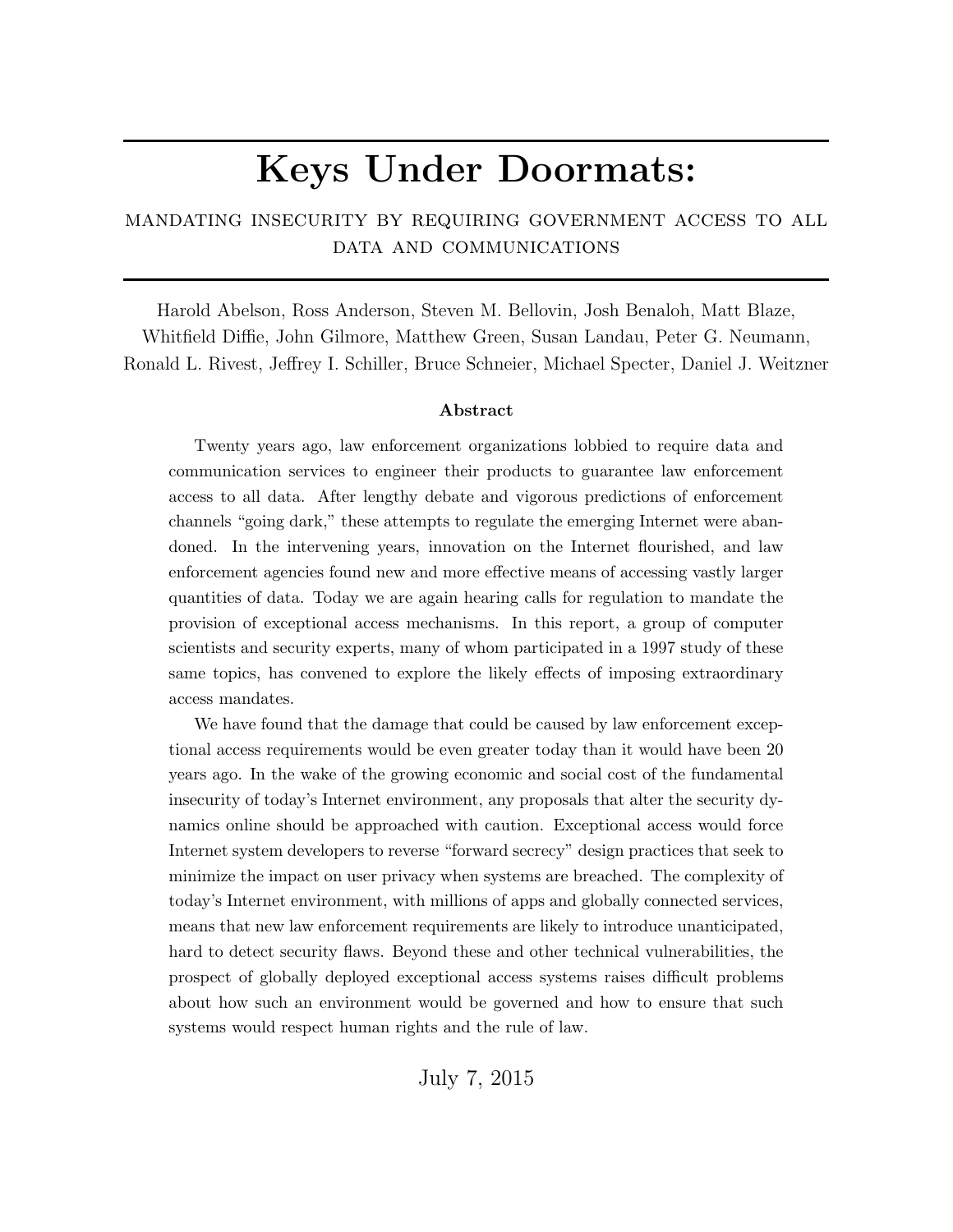# Keys Under Doormats:

MANDATING INSECURITY BY REQUIRING GOVERNMENT ACCESS TO ALL DATA AND COMMUNICATIONS

Harold Abelson, Ross Anderson, Steven M. Bellovin, Josh Benaloh, Matt Blaze, Whitfield Diffie, John Gilmore, Matthew Green, Susan Landau, Peter G. Neumann, Ronald L. Rivest, Jeffrey I. Schiller, Bruce Schneier, Michael Specter, Daniel J. Weitzner

**Abstract**

Twenty years ago, law enforcement organizations lobbied to require data and communication services to engineer their products to guarantee law enforcement access to all data. After lengthy debate and vigorous predictions of enforcement channels "going dark," these attempts to regulate the emerging Internet were abandoned. In the intervening years, innovation on the Internet flourished, and law enforcement agencies found new and more effective means of accessing vastly larger quantities of data. Today we are again hearing calls for regulation to mandate the provision of exceptional access mechanisms. In this report, a group of computer scientists and security experts, many of whom participated in a 1997 study of these same topics, has convened to explore the likely effects of imposing extraordinary access mandates.

We have found that the damage that could be caused by law enforcement exceptional access requirements would be even greater today than it would have been 20 years ago. In the wake of the growing economic and social cost of the fundamental insecurity of today's Internet environment, any proposals that alter the security dynamics online should be approached with caution. Exceptional access would force Internet system developers to reverse "forward secrecy" design practices that seek to minimize the impact on user privacy when systems are breached. The complexity of today's Internet environment, with millions of apps and globally connected services, means that new law enforcement requirements are likely to introduce unanticipated, hard to detect security flaws. Beyond these and other technical vulnerabilities, the prospect of globally deployed exceptional access systems raises difficult problems about how such an environment would be governed and how to ensure that such systems would respect human rights and the rule of law.

July 7, 2015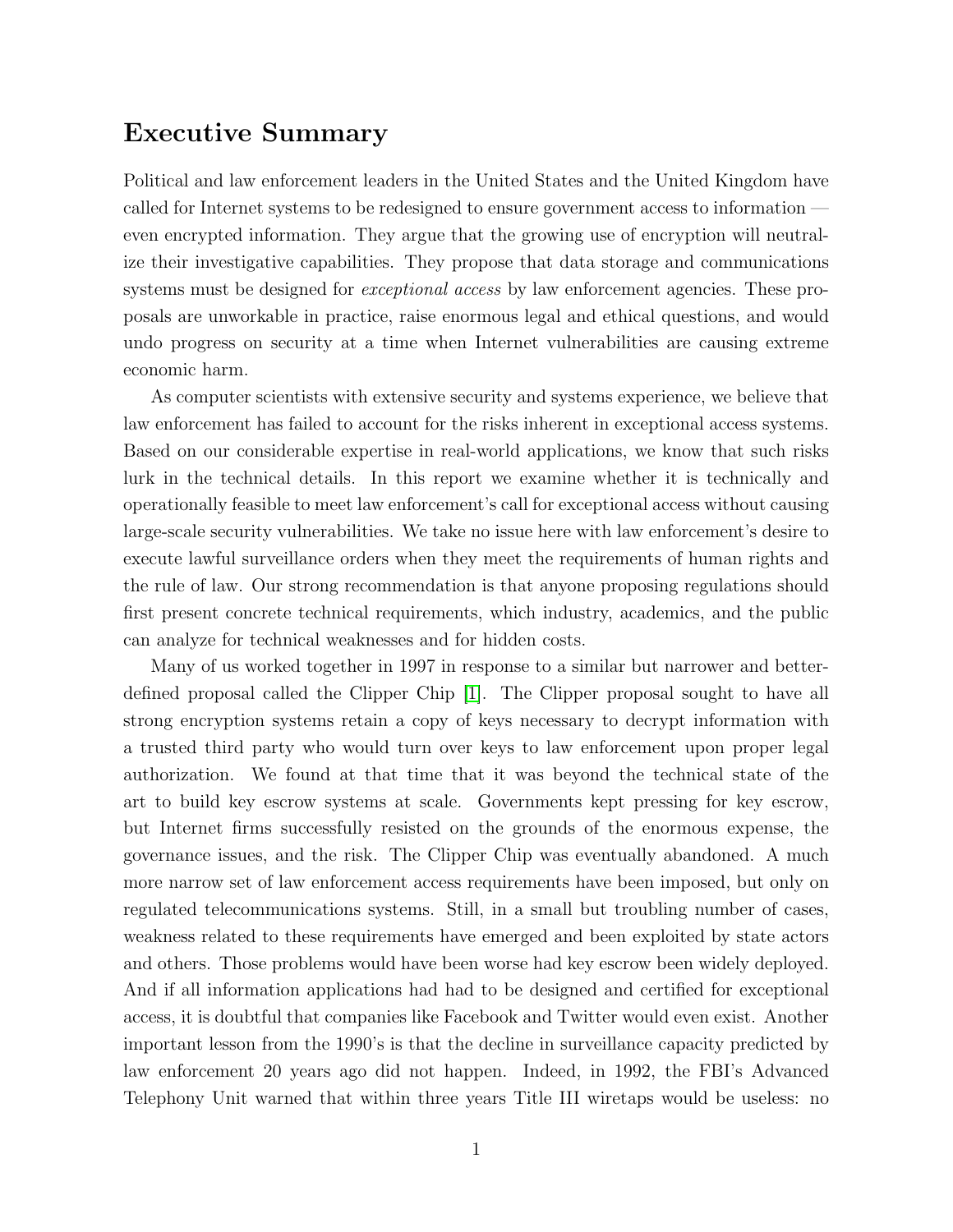## Executive Summary

Political and law enforcement leaders in the United States and the United Kingdom have called for Internet systems to be redesigned to ensure government access to information — even encrypted information. They argue that the growing use of encryption will neutralize their investigative capabilities. They propose that data storage and communications systems must be designed for *exceptional access* by law enforcement agencies. These proposals are unworkable in practice, raise enormous legal and ethical questions, and would undo progress on security at a time when Internet vulnerabilities are causing extreme economic harm.

As computer scientists with extensive security and systems experience, we believe that law enforcement has failed to account for the risks inherent in exceptional access systems. Based on our considerable expertise in real-world applications, we know that such risks lurk in the technical details. In this report we examine whether it is technically and operationally feasible to meet law enforcement's call for exceptional access without causing large-scale security vulnerabilities. We take no issue here with law enforcement's desire to execute lawful surveillance orders when they meet the requirements of human rights and the rule of law. Our strong recommendation is that anyone proposing regulations should first present concrete technical requirements, which industry, academics, and the public can analyze for technical weaknesses and for hidden costs.

Many of us worked together in 1997 in response to a similar but narrower and better-defined proposal called the Clipper Chip [1]. The Clipper proposal sought to have all strong encryption systems retain a copy of keys necessary to decrypt information with a trusted third party who would turn over keys to law enforcement upon proper legal authorization. We found at that time that it was beyond the technical state of the art to build key escrow systems at scale. Governments kept pressing for key escrow, but Internet firms successfully resisted on the grounds of the enormous expense, the governance issues, and the risk. The Clipper Chip was eventually abandoned. A much more narrow set of law enforcement access requirements have been imposed, but only on regulated telecommunications systems. Still, in a small but troubling number of cases, weakness related to these requirements have emerged and been exploited by state actors and others. Those problems would have been worse had key escrow been widely deployed. And if all information applications had had to be designed and certified for exceptional access, it is doubtful that companies like Facebook and Twitter would even exist. Another important lesson from the 1990's is that the decline in surveillance capacity predicted by law enforcement 20 years ago did not happen. Indeed, in 1992, the FBI's Advanced Telephony Unit warned that within three years Title III wiretaps would be useless: no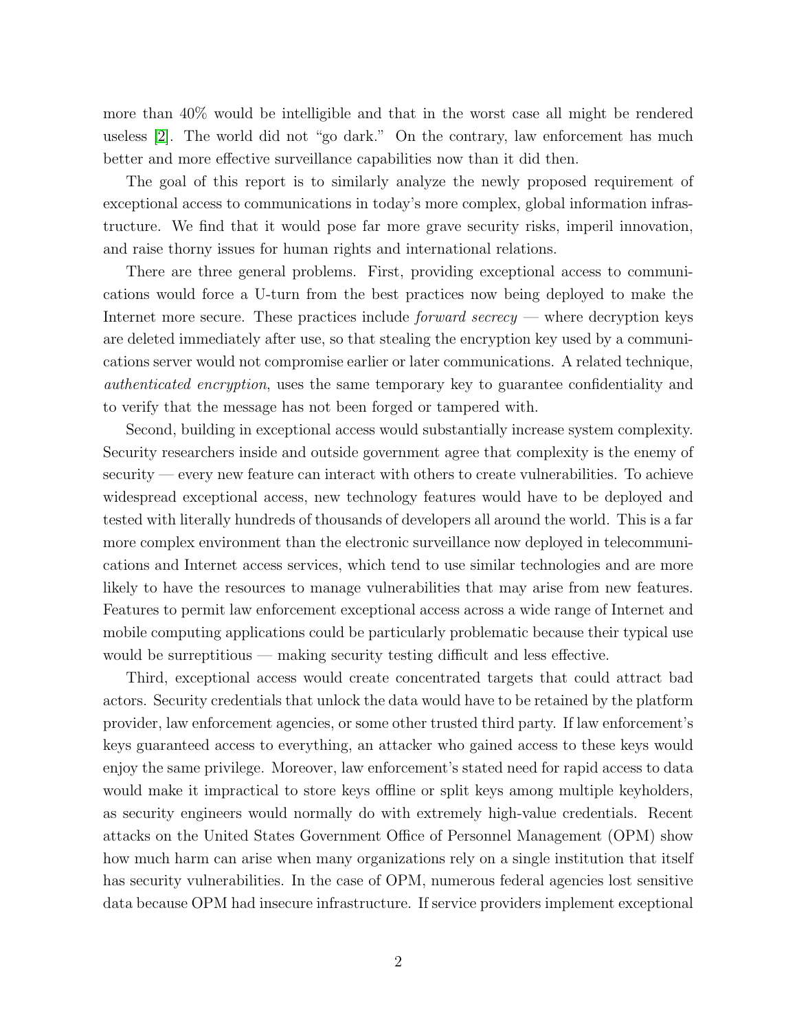more than 40% would be intelligible and that in the worst case all might be rendered useless [2]. The world did not "go dark." On the contrary, law enforcement has much better and more effective surveillance capabilities now than it did then.

The goal of this report is to similarly analyze the newly proposed requirement of exceptional access to communications in today's more complex, global information infrastructure. We find that it would pose far more grave security risks, imperil innovation, and raise thorny issues for human rights and international relations.

There are three general problems. First, providing exceptional access to communications would force a U-turn from the best practices now being deployed to make the Internet more secure. These practices include *forward secrecy* — where decryption keys are deleted immediately after use, so that stealing the encryption key used by a communications server would not compromise earlier or later communications. A related technique, *authenticated encryption*, uses the same temporary key to guarantee confidentiality and to verify that the message has not been forged or tampered with.

Second, building in exceptional access would substantially increase system complexity. Security researchers inside and outside government agree that complexity is the enemy of security — every new feature can interact with others to create vulnerabilities. To achieve widespread exceptional access, new technology features would have to be deployed and tested with literally hundreds of thousands of developers all around the world. This is a far more complex environment than the electronic surveillance now deployed in telecommunications and Internet access services, which tend to use similar technologies and are more likely to have the resources to manage vulnerabilities that may arise from new features. Features to permit law enforcement exceptional access across a wide range of Internet and mobile computing applications could be particularly problematic because their typical use would be surreptitious — making security testing difficult and less effective.

Third, exceptional access would create concentrated targets that could attract bad actors. Security credentials that unlock the data would have to be retained by the platform provider, law enforcement agencies, or some other trusted third party. If law enforcement's keys guaranteed access to everything, an attacker who gained access to these keys would enjoy the same privilege. Moreover, law enforcement's stated need for rapid access to data would make it impractical to store keys offline or split keys among multiple keyholders, as security engineers would normally do with extremely high-value credentials. Recent attacks on the United States Government Office of Personnel Management (OPM) show how much harm can arise when many organizations rely on a single institution that itself has security vulnerabilities. In the case of OPM, numerous federal agencies lost sensitive data because OPM had insecure infrastructure. If service providers implement exceptional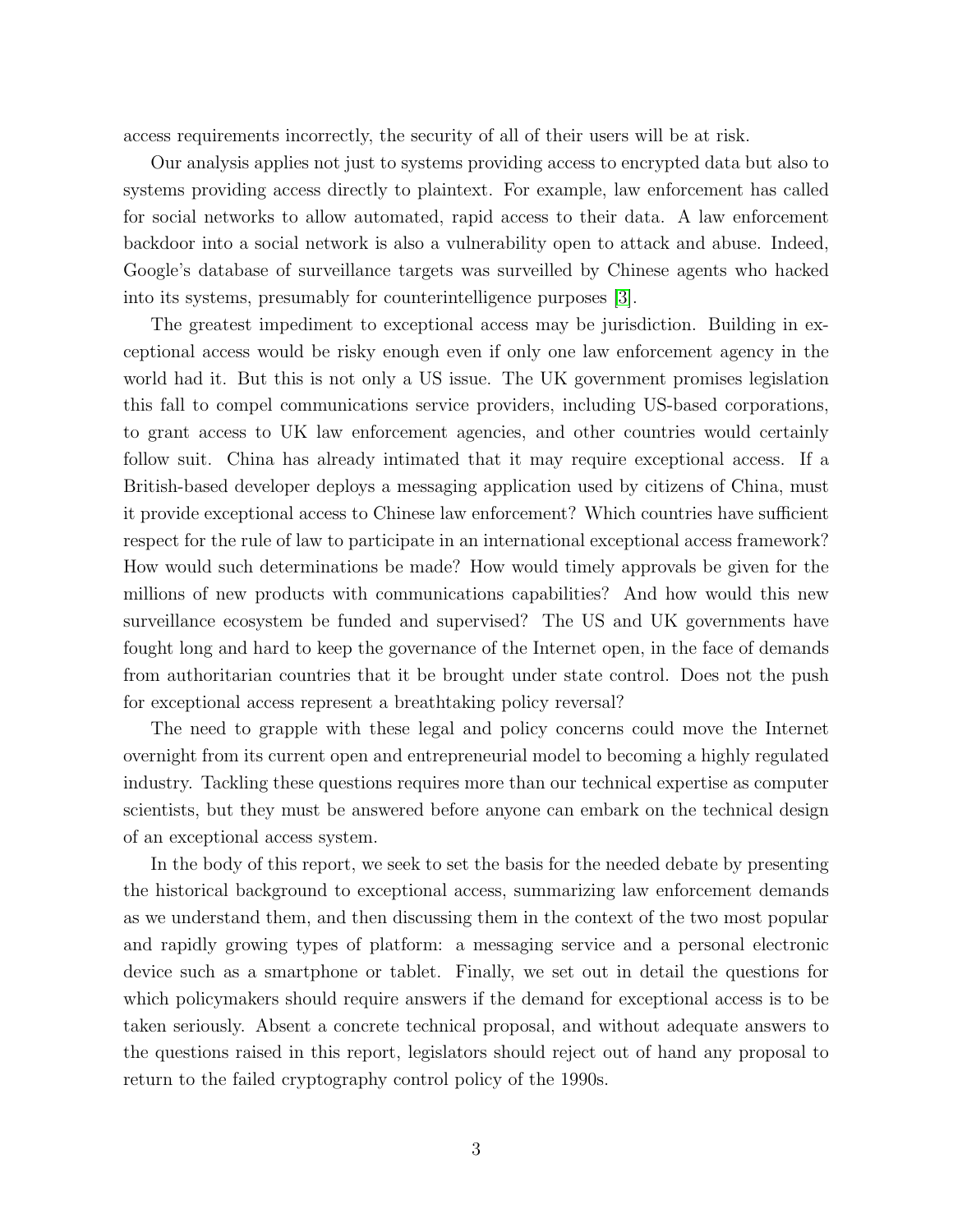access requirements incorrectly, the security of all of their users will be at risk.

Our analysis applies not just to systems providing access to encrypted data but also to systems providing access directly to plaintext. For example, law enforcement has called for social networks to allow automated, rapid access to their data. A law enforcement backdoor into a social network is also a vulnerability open to attack and abuse. Indeed, Google's database of surveillance targets was surveilled by Chinese agents who hacked into its systems, presumably for counterintelligence purposes [3].

The greatest impediment to exceptional access may be jurisdiction. Building in exceptional access would be risky enough even if only one law enforcement agency in the world had it. But this is not only a US issue. The UK government promises legislation this fall to compel communications service providers, including US-based corporations, to grant access to UK law enforcement agencies, and other countries would certainly follow suit. China has already intimated that it may require exceptional access. If a British-based developer deploys a messaging application used by citizens of China, must it provide exceptional access to Chinese law enforcement? Which countries have sufficient respect for the rule of law to participate in an international exceptional access framework? How would such determinations be made? How would timely approvals be given for the millions of new products with communications capabilities? And how would this new surveillance ecosystem be funded and supervised? The US and UK governments have fought long and hard to keep the governance of the Internet open, in the face of demands from authoritarian countries that it be brought under state control. Does not the push for exceptional access represent a breathtaking policy reversal?

The need to grapple with these legal and policy concerns could move the Internet overnight from its current open and entrepreneurial model to becoming a highly regulated industry. Tackling these questions requires more than our technical expertise as computer scientists, but they must be answered before anyone can embark on the technical design of an exceptional access system.

In the body of this report, we seek to set the basis for the needed debate by presenting the historical background to exceptional access, summarizing law enforcement demands as we understand them, and then discussing them in the context of the two most popular and rapidly growing types of platform: a messaging service and a personal electronic device such as a smartphone or tablet. Finally, we set out in detail the questions for which policymakers should require answers if the demand for exceptional access is to be taken seriously. Absent a concrete technical proposal, and without adequate answers to the questions raised in this report, legislators should reject out of hand any proposal to return to the failed cryptography control policy of the 1990s.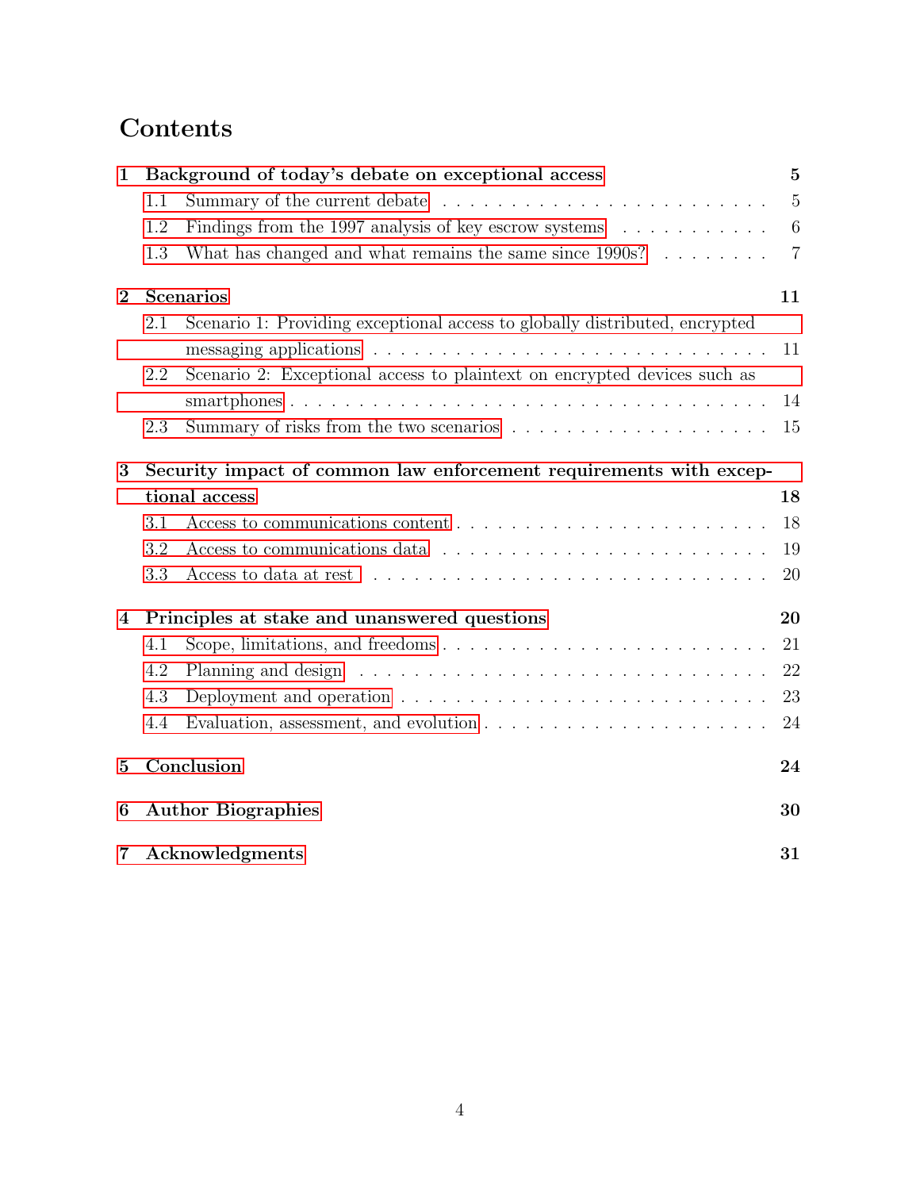# Contents

**1 Background of today's debate on exceptional access** **5**

- 1.1 Summary of the current debate . . . . . 5
- 1.2 Findings from the 1997 analysis of key escrow systems . . . . . 6
- 1.3 What has changed and what remains the same since 1990s? . . . . . 7

**2 Scenarios** **11**

- 2.1 Scenario 1: Providing exceptional access to globally distributed, encrypted messaging applications . . . . . 11
- 2.2 Scenario 2: Exceptional access to plaintext on encrypted devices such as smartphones . . . . . 14
- 2.3 Summary of risks from the two scenarios . . . . . 15

**3 Security impact of common law enforcement requirements with exceptional access** **18**

- 3.1 Access to communications content . . . . . 18
- 3.2 Access to communications data . . . . . 19
- 3.3 Access to data at rest . . . . . 20

**4 Principles at stake and unanswered questions** **20**

- 4.1 Scope, limitations, and freedoms . . . . . 21
- 4.2 Planning and design . . . . . 22
- 4.3 Deployment and operation . . . . . 23
- 4.4 Evaluation, assessment, and evolution . . . . . 24

**5 Conclusion** **24**

**6 Author Biographies** **30**

**7 Acknowledgments** **31**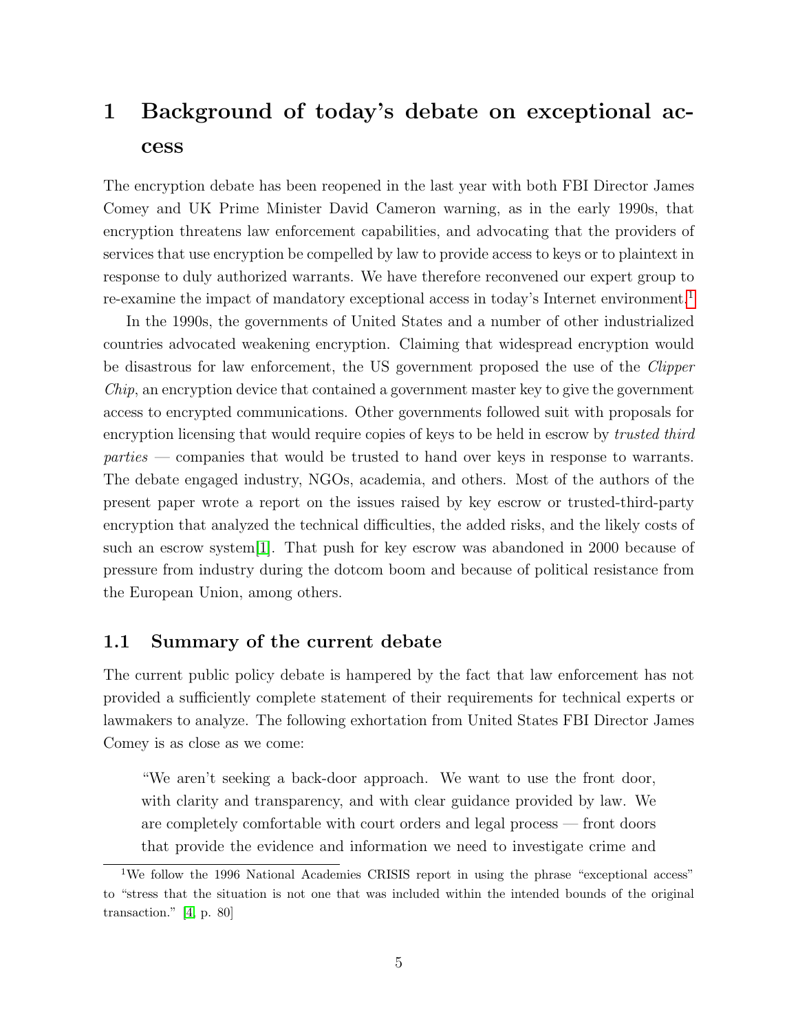# 1 Background of today's debate on exceptional access

The encryption debate has been reopened in the last year with both FBI Director James Comey and UK Prime Minister David Cameron warning, as in the early 1990s, that encryption threatens law enforcement capabilities, and advocating that the providers of services that use encryption be compelled by law to provide access to keys or to plaintext in response to duly authorized warrants. We have therefore reconvened our expert group to re-examine the impact of mandatory exceptional access in today's Internet environment.[1]

In the 1990s, the governments of United States and a number of other industrialized countries advocated weakening encryption. Claiming that widespread encryption would be disastrous for law enforcement, the US government proposed the use of the *Clipper Chip*, an encryption device that contained a government master key to give the government access to encrypted communications. Other governments followed suit with proposals for encryption licensing that would require copies of keys to be held in escrow by *trusted third parties* — companies that would be trusted to hand over keys in response to warrants. The debate engaged industry, NGOs, academia, and others. Most of the authors of the present paper wrote a report on the issues raised by key escrow or trusted-third-party encryption that analyzed the technical difficulties, the added risks, and the likely costs of such an escrow system[1]. That push for key escrow was abandoned in 2000 because of pressure from industry during the dotcom boom and because of political resistance from the European Union, among others.

## 1.1 Summary of the current debate

The current public policy debate is hampered by the fact that law enforcement has not provided a sufficiently complete statement of their requirements for technical experts or lawmakers to analyze. The following exhortation from United States FBI Director James Comey is as close as we come:

> "We aren't seeking a back-door approach. We want to use the front door, with clarity and transparency, and with clear guidance provided by law. We are completely comfortable with court orders and legal process — front doors that provide the evidence and information we need to investigate crime and

[1] We follow the 1996 National Academies CRISIS report in using the phrase "exceptional access" to "stress that the situation is not one that was included within the intended bounds of the original transaction." [4, p. 80]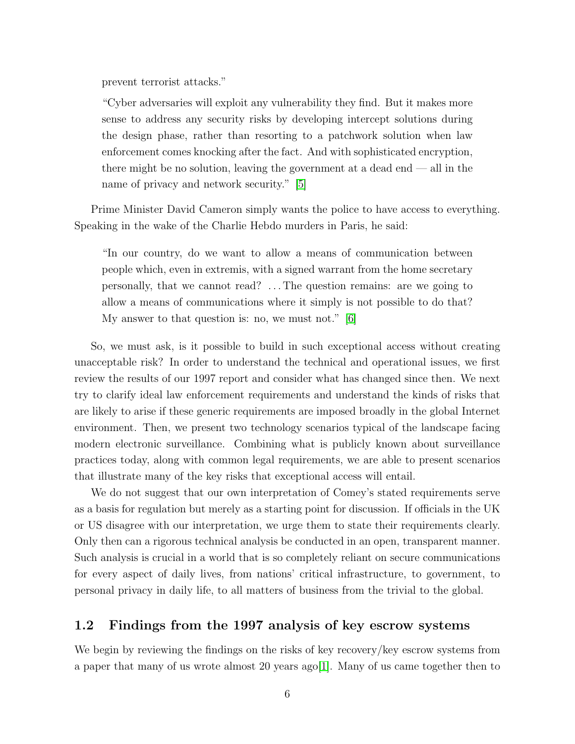prevent terrorist attacks."

> "Cyber adversaries will exploit any vulnerability they find. But it makes more sense to address any security risks by developing intercept solutions during the design phase, rather than resorting to a patchwork solution when law enforcement comes knocking after the fact. And with sophisticated encryption, there might be no solution, leaving the government at a dead end — all in the name of privacy and network security." [5]

Prime Minister David Cameron simply wants the police to have access to everything. Speaking in the wake of the Charlie Hebdo murders in Paris, he said:

> "In our country, do we want to allow a means of communication between people which, even in extremis, with a signed warrant from the home secretary personally, that we cannot read? ...The question remains: are we going to allow a means of communications where it simply is not possible to do that? My answer to that question is: no, we must not." [6]

So, we must ask, is it possible to build in such exceptional access without creating unacceptable risk? In order to understand the technical and operational issues, we first review the results of our 1997 report and consider what has changed since then. We next try to clarify ideal law enforcement requirements and understand the kinds of risks that are likely to arise if these generic requirements are imposed broadly in the global Internet environment. Then, we present two technology scenarios typical of the landscape facing modern electronic surveillance. Combining what is publicly known about surveillance practices today, along with common legal requirements, we are able to present scenarios that illustrate many of the key risks that exceptional access will entail.

We do not suggest that our own interpretation of Comey's stated requirements serve as a basis for regulation but merely as a starting point for discussion. If officials in the UK or US disagree with our interpretation, we urge them to state their requirements clearly. Only then can a rigorous technical analysis be conducted in an open, transparent manner. Such analysis is crucial in a world that is so completely reliant on secure communications for every aspect of daily lives, from nations' critical infrastructure, to government, to personal privacy in daily life, to all matters of business from the trivial to the global.

## 1.2 Findings from the 1997 analysis of key escrow systems

We begin by reviewing the findings on the risks of key recovery/key escrow systems from a paper that many of us wrote almost 20 years ago[1]. Many of us came together then to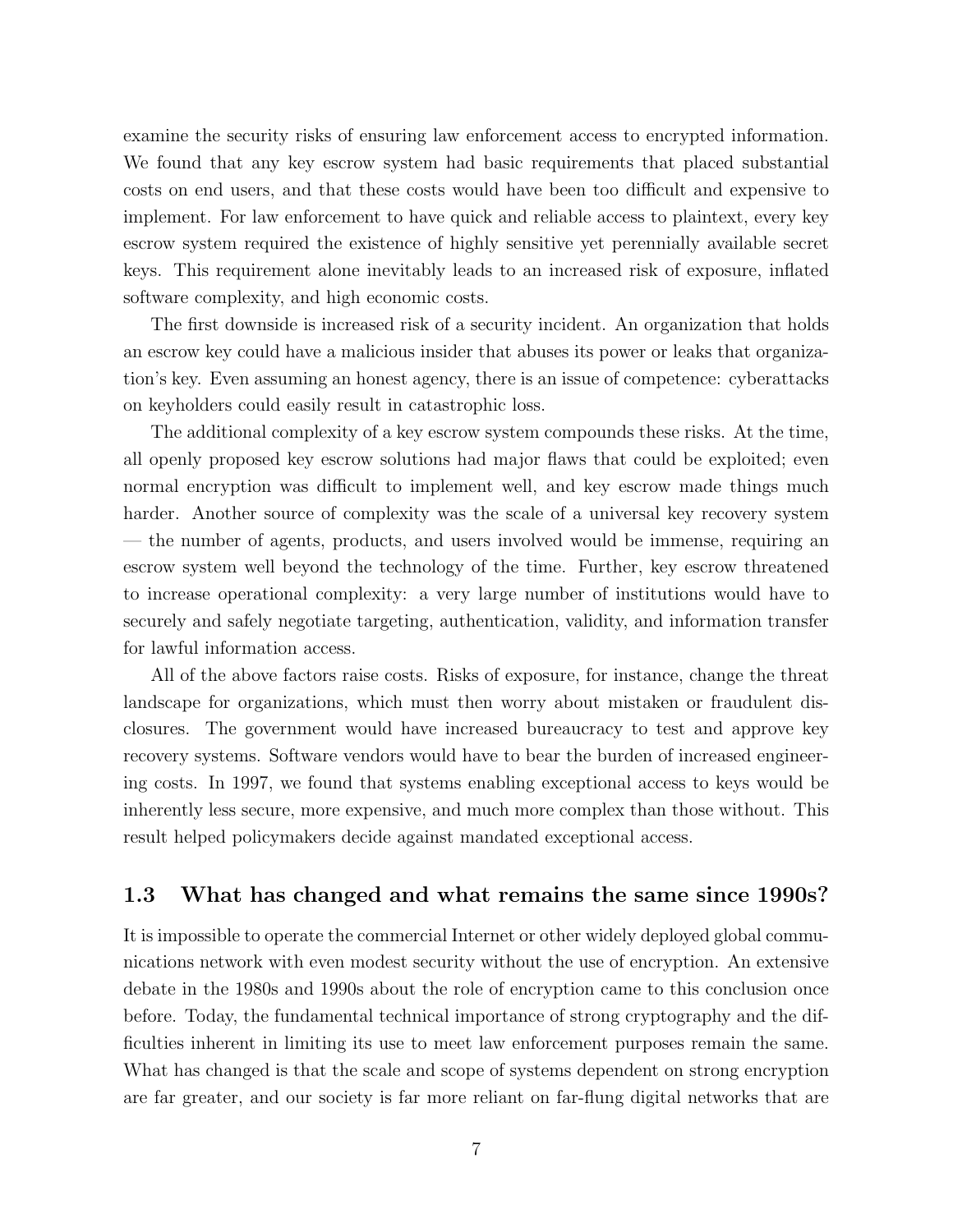examine the security risks of ensuring law enforcement access to encrypted information. We found that any key escrow system had basic requirements that placed substantial costs on end users, and that these costs would have been too difficult and expensive to implement. For law enforcement to have quick and reliable access to plaintext, every key escrow system required the existence of highly sensitive yet perennially available secret keys. This requirement alone inevitably leads to an increased risk of exposure, inflated software complexity, and high economic costs.

The first downside is increased risk of a security incident. An organization that holds an escrow key could have a malicious insider that abuses its power or leaks that organization's key. Even assuming an honest agency, there is an issue of competence: cyberattacks on keyholders could easily result in catastrophic loss.

The additional complexity of a key escrow system compounds these risks. At the time, all openly proposed key escrow solutions had major flaws that could be exploited; even normal encryption was difficult to implement well, and key escrow made things much harder. Another source of complexity was the scale of a universal key recovery system — the number of agents, products, and users involved would be immense, requiring an escrow system well beyond the technology of the time. Further, key escrow threatened to increase operational complexity: a very large number of institutions would have to securely and safely negotiate targeting, authentication, validity, and information transfer for lawful information access.

All of the above factors raise costs. Risks of exposure, for instance, change the threat landscape for organizations, which must then worry about mistaken or fraudulent disclosures. The government would have increased bureaucracy to test and approve key recovery systems. Software vendors would have to bear the burden of increased engineering costs. In 1997, we found that systems enabling exceptional access to keys would be inherently less secure, more expensive, and much more complex than those without. This result helped policymakers decide against mandated exceptional access.

### 1.3 What has changed and what remains the same since 1990s?

It is impossible to operate the commercial Internet or other widely deployed global communications network with even modest security without the use of encryption. An extensive debate in the 1980s and 1990s about the role of encryption came to this conclusion once before. Today, the fundamental technical importance of strong cryptography and the difficulties inherent in limiting its use to meet law enforcement purposes remain the same. What has changed is that the scale and scope of systems dependent on strong encryption are far greater, and our society is far more reliant on far-flung digital networks that are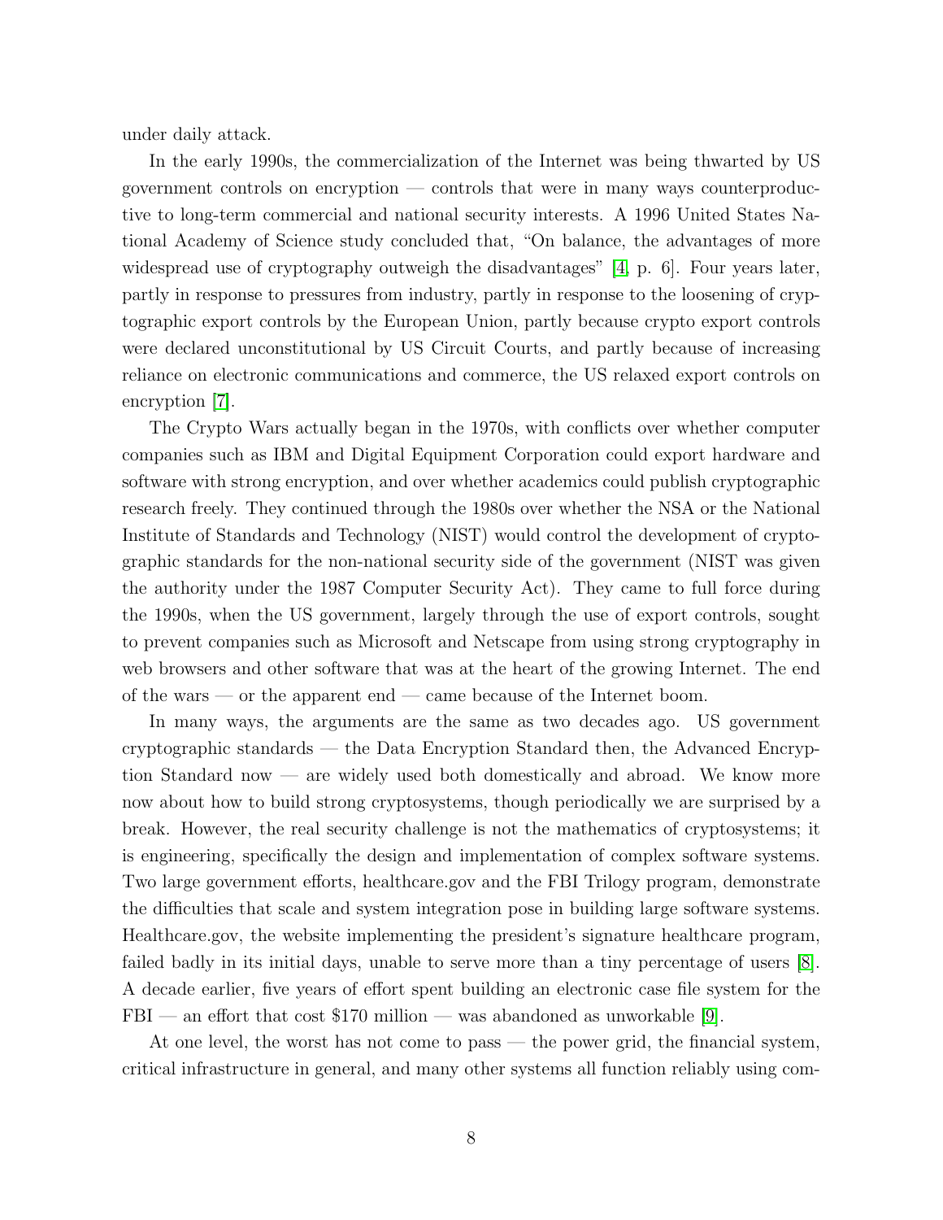under daily attack.

In the early 1990s, the commercialization of the Internet was being thwarted by US government controls on encryption — controls that were in many ways counterproductive to long-term commercial and national security interests. A 1996 United States National Academy of Science study concluded that, "On balance, the advantages of more widespread use of cryptography outweigh the disadvantages" [4, p. 6]. Four years later, partly in response to pressures from industry, partly in response to the loosening of cryptographic export controls by the European Union, partly because crypto export controls were declared unconstitutional by US Circuit Courts, and partly because of increasing reliance on electronic communications and commerce, the US relaxed export controls on encryption [7].

The Crypto Wars actually began in the 1970s, with conflicts over whether computer companies such as IBM and Digital Equipment Corporation could export hardware and software with strong encryption, and over whether academics could publish cryptographic research freely. They continued through the 1980s over whether the NSA or the National Institute of Standards and Technology (NIST) would control the development of cryptographic standards for the non-national security side of the government (NIST was given the authority under the 1987 Computer Security Act). They came to full force during the 1990s, when the US government, largely through the use of export controls, sought to prevent companies such as Microsoft and Netscape from using strong cryptography in web browsers and other software that was at the heart of the growing Internet. The end of the wars — or the apparent end — came because of the Internet boom.

In many ways, the arguments are the same as two decades ago. US government cryptographic standards — the Data Encryption Standard then, the Advanced Encryption Standard now — are widely used both domestically and abroad. We know more now about how to build strong cryptosystems, though periodically we are surprised by a break. However, the real security challenge is not the mathematics of cryptosystems; it is engineering, specifically the design and implementation of complex software systems. Two large government efforts, healthcare.gov and the FBI Trilogy program, demonstrate the difficulties that scale and system integration pose in building large software systems. Healthcare.gov, the website implementing the president's signature healthcare program, failed badly in its initial days, unable to serve more than a tiny percentage of users [8]. A decade earlier, five years of effort spent building an electronic case file system for the FBI — an effort that cost $170 million — was abandoned as unworkable [9].

At one level, the worst has not come to pass — the power grid, the financial system, critical infrastructure in general, and many other systems all function reliably using com-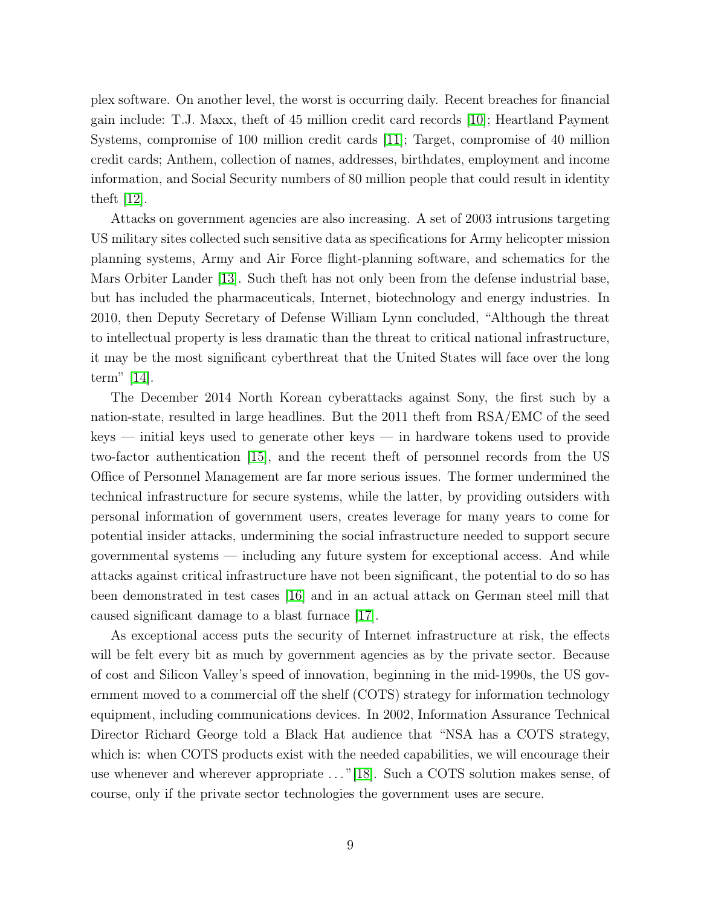plex software. On another level, the worst is occurring daily. Recent breaches for financial gain include: T.J. Maxx, theft of 45 million credit card records [10]; Heartland Payment Systems, compromise of 100 million credit cards [11]; Target, compromise of 40 million credit cards; Anthem, collection of names, addresses, birthdates, employment and income information, and Social Security numbers of 80 million people that could result in identity theft [12].

Attacks on government agencies are also increasing. A set of 2003 intrusions targeting US military sites collected such sensitive data as specifications for Army helicopter mission planning systems, Army and Air Force flight-planning software, and schematics for the Mars Orbiter Lander [13]. Such theft has not only been from the defense industrial base, but has included the pharmaceuticals, Internet, biotechnology and energy industries. In 2010, then Deputy Secretary of Defense William Lynn concluded, "Although the threat to intellectual property is less dramatic than the threat to critical national infrastructure, it may be the most significant cyberthreat that the United States will face over the long term" [14].

The December 2014 North Korean cyberattacks against Sony, the first such by a nation-state, resulted in large headlines. But the 2011 theft from RSA/EMC of the seed keys — initial keys used to generate other keys — in hardware tokens used to provide two-factor authentication [15], and the recent theft of personnel records from the US Office of Personnel Management are far more serious issues. The former undermined the technical infrastructure for secure systems, while the latter, by providing outsiders with personal information of government users, creates leverage for many years to come for potential insider attacks, undermining the social infrastructure needed to support secure governmental systems — including any future system for exceptional access. And while attacks against critical infrastructure have not been significant, the potential to do so has been demonstrated in test cases [16] and in an actual attack on German steel mill that caused significant damage to a blast furnace [17].

As exceptional access puts the security of Internet infrastructure at risk, the effects will be felt every bit as much by government agencies as by the private sector. Because of cost and Silicon Valley's speed of innovation, beginning in the mid-1990s, the US government moved to a commercial off the shelf (COTS) strategy for information technology equipment, including communications devices. In 2002, Information Assurance Technical Director Richard George told a Black Hat audience that "NSA has a COTS strategy, which is: when COTS products exist with the needed capabilities, we will encourage their use whenever and wherever appropriate ..."[18]. Such a COTS solution makes sense, of course, only if the private sector technologies the government uses are secure.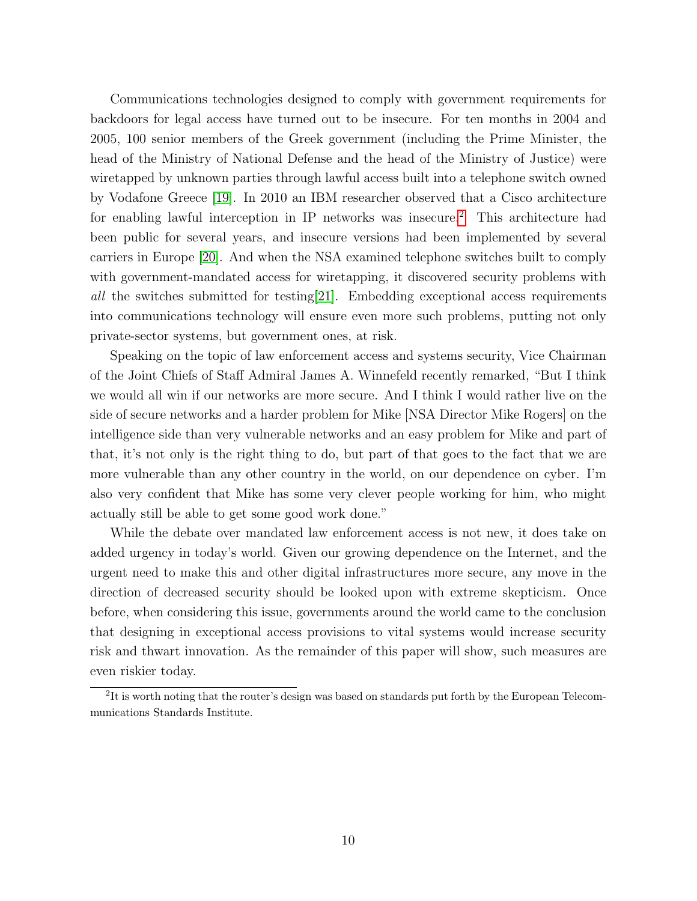Communications technologies designed to comply with government requirements for backdoors for legal access have turned out to be insecure. For ten months in 2004 and 2005, 100 senior members of the Greek government (including the Prime Minister, the head of the Ministry of National Defense and the head of the Ministry of Justice) were wiretapped by unknown parties through lawful access built into a telephone switch owned by Vodafone Greece [19]. In 2010 an IBM researcher observed that a Cisco architecture for enabling lawful interception in IP networks was insecure.[2] This architecture had been public for several years, and insecure versions had been implemented by several carriers in Europe [20]. And when the NSA examined telephone switches built to comply with government-mandated access for wiretapping, it discovered security problems with *all* the switches submitted for testing[21]. Embedding exceptional access requirements into communications technology will ensure even more such problems, putting not only private-sector systems, but government ones, at risk.

Speaking on the topic of law enforcement access and systems security, Vice Chairman of the Joint Chiefs of Staff Admiral James A. Winnefeld recently remarked, "But I think we would all win if our networks are more secure. And I think I would rather live on the side of secure networks and a harder problem for Mike [NSA Director Mike Rogers] on the intelligence side than very vulnerable networks and an easy problem for Mike and part of that, it's not only is the right thing to do, but part of that goes to the fact that we are more vulnerable than any other country in the world, on our dependence on cyber. I'm also very confident that Mike has some very clever people working for him, who might actually still be able to get some good work done."

While the debate over mandated law enforcement access is not new, it does take on added urgency in today's world. Given our growing dependence on the Internet, and the urgent need to make this and other digital infrastructures more secure, any move in the direction of decreased security should be looked upon with extreme skepticism. Once before, when considering this issue, governments around the world came to the conclusion that designing in exceptional access provisions to vital systems would increase security risk and thwart innovation. As the remainder of this paper will show, such measures are even riskier today.

[2] It is worth noting that the router's design was based on standards put forth by the European Telecommunications Standards Institute.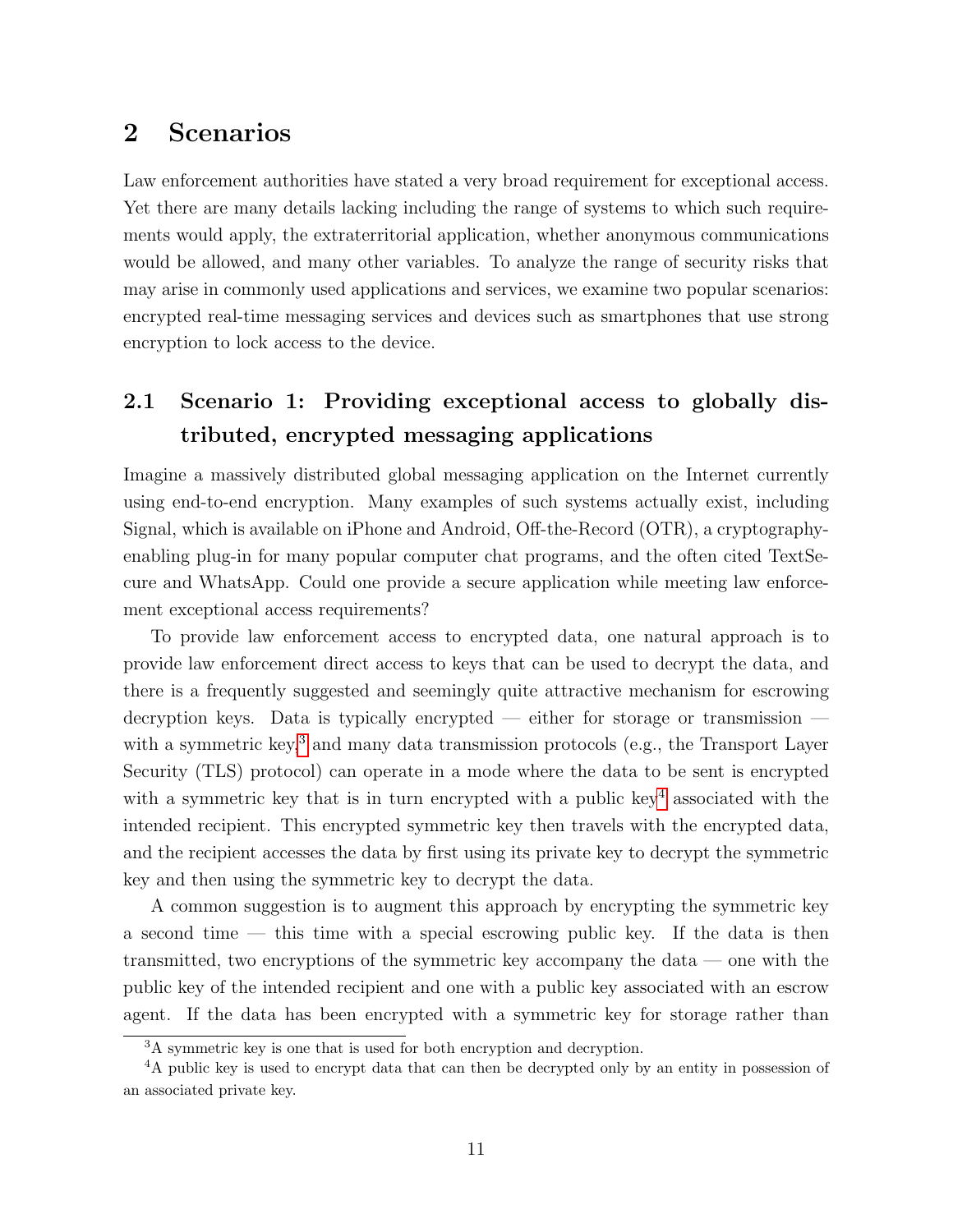## 2 Scenarios

Law enforcement authorities have stated a very broad requirement for exceptional access. Yet there are many details lacking including the range of systems to which such requirements would apply, the extraterritorial application, whether anonymous communications would be allowed, and many other variables. To analyze the range of security risks that may arise in commonly used applications and services, we examine two popular scenarios: encrypted real-time messaging services and devices such as smartphones that use strong encryption to lock access to the device.

### 2.1 Scenario 1: Providing exceptional access to globally distributed, encrypted messaging applications

Imagine a massively distributed global messaging application on the Internet currently using end-to-end encryption. Many examples of such systems actually exist, including Signal, which is available on iPhone and Android, Off-the-Record (OTR), a cryptography-enabling plug-in for many popular computer chat programs, and the often cited TextSecure and WhatsApp. Could one provide a secure application while meeting law enforcement exceptional access requirements?

To provide law enforcement access to encrypted data, one natural approach is to provide law enforcement direct access to keys that can be used to decrypt the data, and there is a frequently suggested and seemingly quite attractive mechanism for escrowing decryption keys. Data is typically encrypted — either for storage or transmission — with a symmetric key,[3] and many data transmission protocols (e.g., the Transport Layer Security (TLS) protocol) can operate in a mode where the data to be sent is encrypted with a symmetric key that is in turn encrypted with a public key[4] associated with the intended recipient. This encrypted symmetric key then travels with the encrypted data, and the recipient accesses the data by first using its private key to decrypt the symmetric key and then using the symmetric key to decrypt the data.

A common suggestion is to augment this approach by encrypting the symmetric key a second time — this time with a special escrowing public key. If the data is then transmitted, two encryptions of the symmetric key accompany the data — one with the public key of the intended recipient and one with a public key associated with an escrow agent. If the data has been encrypted with a symmetric key for storage rather than

[3] A symmetric key is one that is used for both encryption and decryption.

[4] A public key is used to encrypt data that can then be decrypted only by an entity in possession of an associated private key.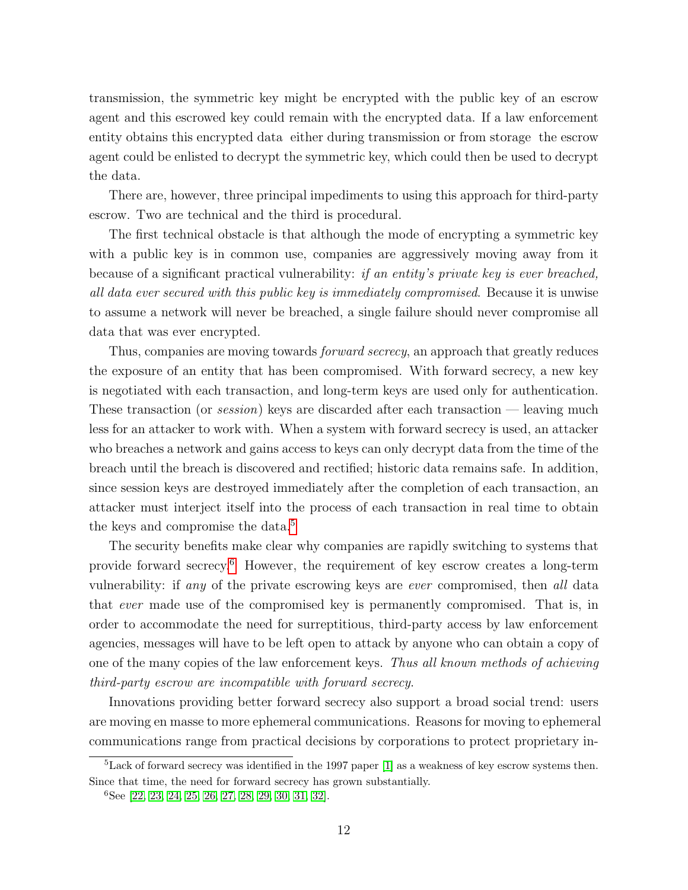transmission, the symmetric key might be encrypted with the public key of an escrow agent and this escrowed key could remain with the encrypted data. If a law enforcement entity obtains this encrypted data either during transmission or from storage the escrow agent could be enlisted to decrypt the symmetric key, which could then be used to decrypt the data.

There are, however, three principal impediments to using this approach for third-party escrow. Two are technical and the third is procedural.

The first technical obstacle is that although the mode of encrypting a symmetric key with a public key is in common use, companies are aggressively moving away from it because of a significant practical vulnerability: *if an entity's private key is ever breached, all data ever secured with this public key is immediately compromised*. Because it is unwise to assume a network will never be breached, a single failure should never compromise all data that was ever encrypted.

Thus, companies are moving towards *forward secrecy*, an approach that greatly reduces the exposure of an entity that has been compromised. With forward secrecy, a new key is negotiated with each transaction, and long-term keys are used only for authentication. These transaction (or *session*) keys are discarded after each transaction — leaving much less for an attacker to work with. When a system with forward secrecy is used, an attacker who breaches a network and gains access to keys can only decrypt data from the time of the breach until the breach is discovered and rectified; historic data remains safe. In addition, since session keys are destroyed immediately after the completion of each transaction, an attacker must interject itself into the process of each transaction in real time to obtain the keys and compromise the data.[5]

The security benefits make clear why companies are rapidly switching to systems that provide forward secrecy.[6] However, the requirement of key escrow creates a long-term vulnerability: if *any* of the private escrowing keys are *ever* compromised, then *all* data that *ever* made use of the compromised key is permanently compromised. That is, in order to accommodate the need for surreptitious, third-party access by law enforcement agencies, messages will have to be left open to attack by anyone who can obtain a copy of one of the many copies of the law enforcement keys. *Thus all known methods of achieving third-party escrow are incompatible with forward secrecy.*

Innovations providing better forward secrecy also support a broad social trend: users are moving en masse to more ephemeral communications. Reasons for moving to ephemeral communications range from practical decisions by corporations to protect proprietary in-

---

[5] Lack of forward secrecy was identified in the 1997 paper [1] as a weakness of key escrow systems then. Since that time, the need for forward secrecy has grown substantially.

[6] See [22, 23, 24, 25, 26, 27, 28, 29, 30, 31, 32].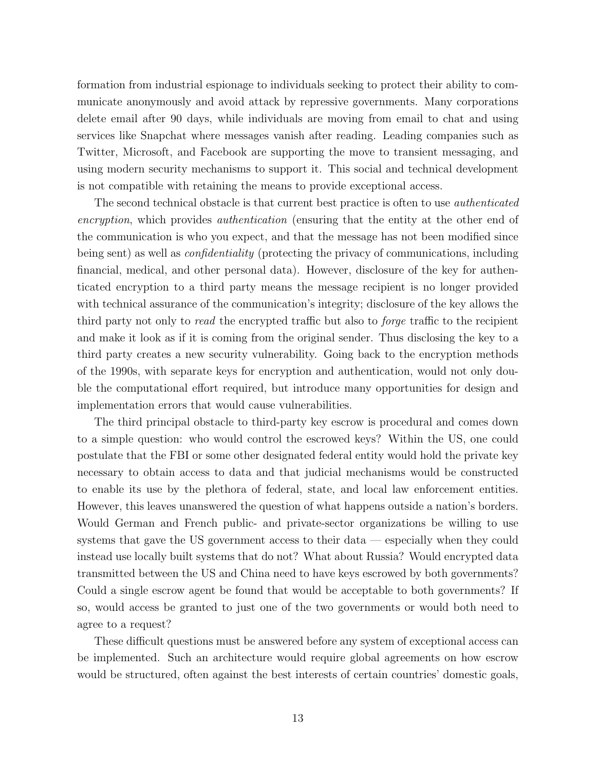formation from industrial espionage to individuals seeking to protect their ability to communicate anonymously and avoid attack by repressive governments. Many corporations delete email after 90 days, while individuals are moving from email to chat and using services like Snapchat where messages vanish after reading. Leading companies such as Twitter, Microsoft, and Facebook are supporting the move to transient messaging, and using modern security mechanisms to support it. This social and technical development is not compatible with retaining the means to provide exceptional access.

The second technical obstacle is that current best practice is often to use *authenticated encryption*, which provides *authentication* (ensuring that the entity at the other end of the communication is who you expect, and that the message has not been modified since being sent) as well as *confidentiality* (protecting the privacy of communications, including financial, medical, and other personal data). However, disclosure of the key for authenticated encryption to a third party means the message recipient is no longer provided with technical assurance of the communication's integrity; disclosure of the key allows the third party not only to *read* the encrypted traffic but also to *forge* traffic to the recipient and make it look as if it is coming from the original sender. Thus disclosing the key to a third party creates a new security vulnerability. Going back to the encryption methods of the 1990s, with separate keys for encryption and authentication, would not only double the computational effort required, but introduce many opportunities for design and implementation errors that would cause vulnerabilities.

The third principal obstacle to third-party key escrow is procedural and comes down to a simple question: who would control the escrowed keys? Within the US, one could postulate that the FBI or some other designated federal entity would hold the private key necessary to obtain access to data and that judicial mechanisms would be constructed to enable its use by the plethora of federal, state, and local law enforcement entities. However, this leaves unanswered the question of what happens outside a nation's borders. Would German and French public- and private-sector organizations be willing to use systems that gave the US government access to their data — especially when they could instead use locally built systems that do not? What about Russia? Would encrypted data transmitted between the US and China need to have keys escrowed by both governments? Could a single escrow agent be found that would be acceptable to both governments? If so, would access be granted to just one of the two governments or would both need to agree to a request?

These difficult questions must be answered before any system of exceptional access can be implemented. Such an architecture would require global agreements on how escrow would be structured, often against the best interests of certain countries' domestic goals,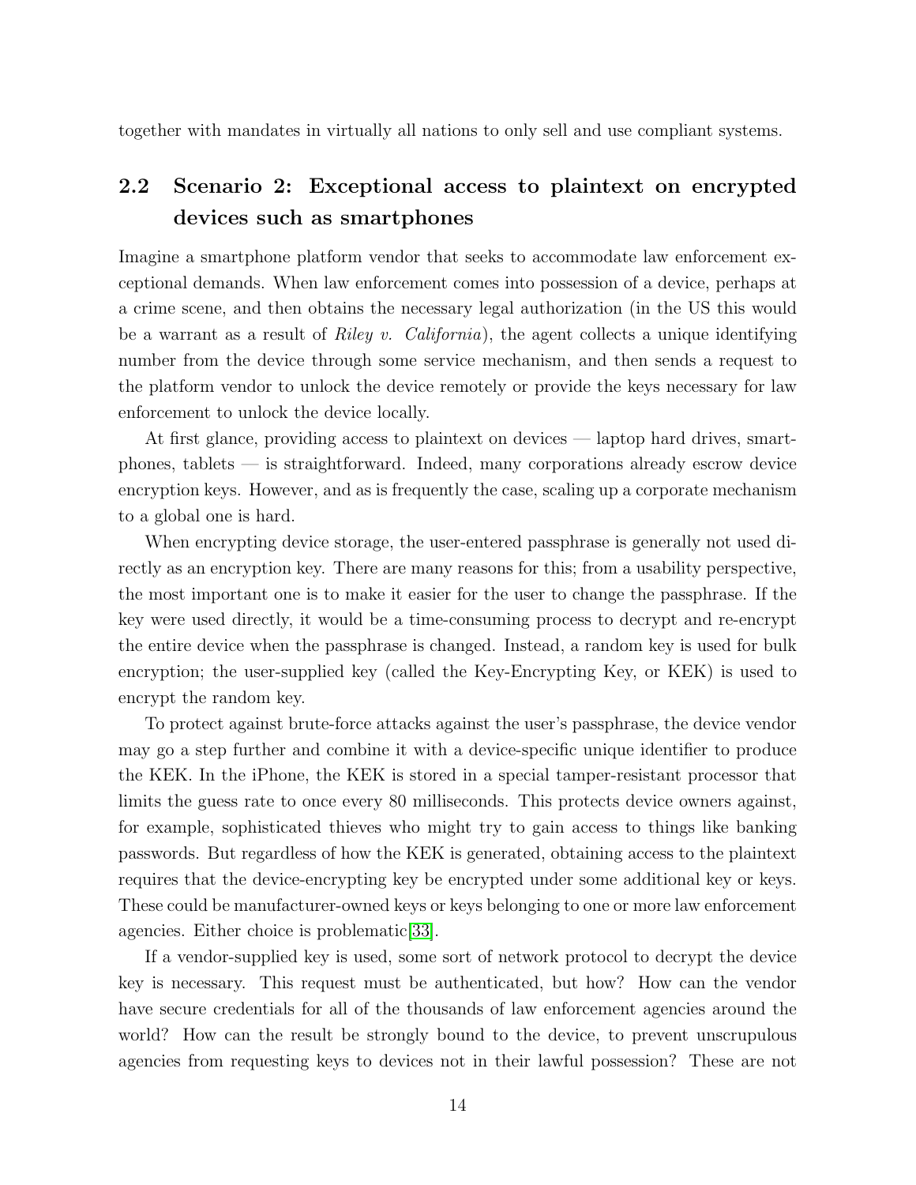together with mandates in virtually all nations to only sell and use compliant systems.

## 2.2 Scenario 2: Exceptional access to plaintext on encrypted devices such as smartphones

Imagine a smartphone platform vendor that seeks to accommodate law enforcement exceptional demands. When law enforcement comes into possession of a device, perhaps at a crime scene, and then obtains the necessary legal authorization (in the US this would be a warrant as a result of *Riley v. California*), the agent collects a unique identifying number from the device through some service mechanism, and then sends a request to the platform vendor to unlock the device remotely or provide the keys necessary for law enforcement to unlock the device locally.

At first glance, providing access to plaintext on devices — laptop hard drives, smartphones, tablets — is straightforward. Indeed, many corporations already escrow device encryption keys. However, and as is frequently the case, scaling up a corporate mechanism to a global one is hard.

When encrypting device storage, the user-entered passphrase is generally not used directly as an encryption key. There are many reasons for this; from a usability perspective, the most important one is to make it easier for the user to change the passphrase. If the key were used directly, it would be a time-consuming process to decrypt and re-encrypt the entire device when the passphrase is changed. Instead, a random key is used for bulk encryption; the user-supplied key (called the Key-Encrypting Key, or KEK) is used to encrypt the random key.

To protect against brute-force attacks against the user's passphrase, the device vendor may go a step further and combine it with a device-specific unique identifier to produce the KEK. In the iPhone, the KEK is stored in a special tamper-resistant processor that limits the guess rate to once every 80 milliseconds. This protects device owners against, for example, sophisticated thieves who might try to gain access to things like banking passwords. But regardless of how the KEK is generated, obtaining access to the plaintext requires that the device-encrypting key be encrypted under some additional key or keys. These could be manufacturer-owned keys or keys belonging to one or more law enforcement agencies. Either choice is problematic[33].

If a vendor-supplied key is used, some sort of network protocol to decrypt the device key is necessary. This request must be authenticated, but how? How can the vendor have secure credentials for all of the thousands of law enforcement agencies around the world? How can the result be strongly bound to the device, to prevent unscrupulous agencies from requesting keys to devices not in their lawful possession? These are not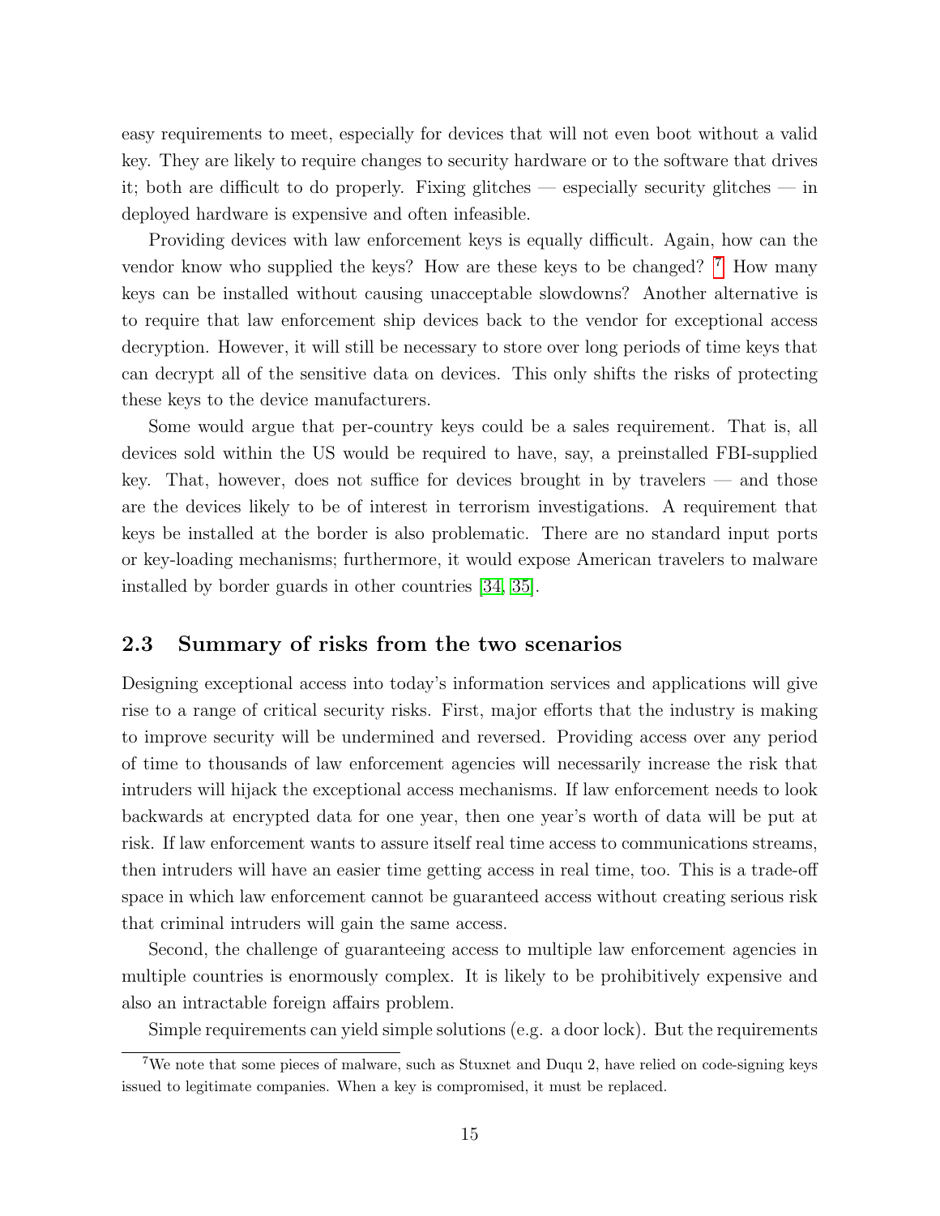easy requirements to meet, especially for devices that will not even boot without a valid key. They are likely to require changes to security hardware or to the software that drives it; both are difficult to do properly. Fixing glitches — especially security glitches — in deployed hardware is expensive and often infeasible.

Providing devices with law enforcement keys is equally difficult. Again, how can the vendor know who supplied the keys? How are these keys to be changed? [7] How many keys can be installed without causing unacceptable slowdowns? Another alternative is to require that law enforcement ship devices back to the vendor for exceptional access decryption. However, it will still be necessary to store over long periods of time keys that can decrypt all of the sensitive data on devices. This only shifts the risks of protecting these keys to the device manufacturers.

Some would argue that per-country keys could be a sales requirement. That is, all devices sold within the US would be required to have, say, a preinstalled FBI-supplied key. That, however, does not suffice for devices brought in by travelers — and those are the devices likely to be of interest in terrorism investigations. A requirement that keys be installed at the border is also problematic. There are no standard input ports or key-loading mechanisms; furthermore, it would expose American travelers to malware installed by border guards in other countries [34, 35].

## 2.3 Summary of risks from the two scenarios

Designing exceptional access into today's information services and applications will give rise to a range of critical security risks. First, major efforts that the industry is making to improve security will be undermined and reversed. Providing access over any period of time to thousands of law enforcement agencies will necessarily increase the risk that intruders will hijack the exceptional access mechanisms. If law enforcement needs to look backwards at encrypted data for one year, then one year's worth of data will be put at risk. If law enforcement wants to assure itself real time access to communications streams, then intruders will have an easier time getting access in real time, too. This is a trade-off space in which law enforcement cannot be guaranteed access without creating serious risk that criminal intruders will gain the same access.

Second, the challenge of guaranteeing access to multiple law enforcement agencies in multiple countries is enormously complex. It is likely to be prohibitively expensive and also an intractable foreign affairs problem.

Simple requirements can yield simple solutions (e.g. a door lock). But the requirements

[7] We note that some pieces of malware, such as Stuxnet and Duqu 2, have relied on code-signing keys issued to legitimate companies. When a key is compromised, it must be replaced.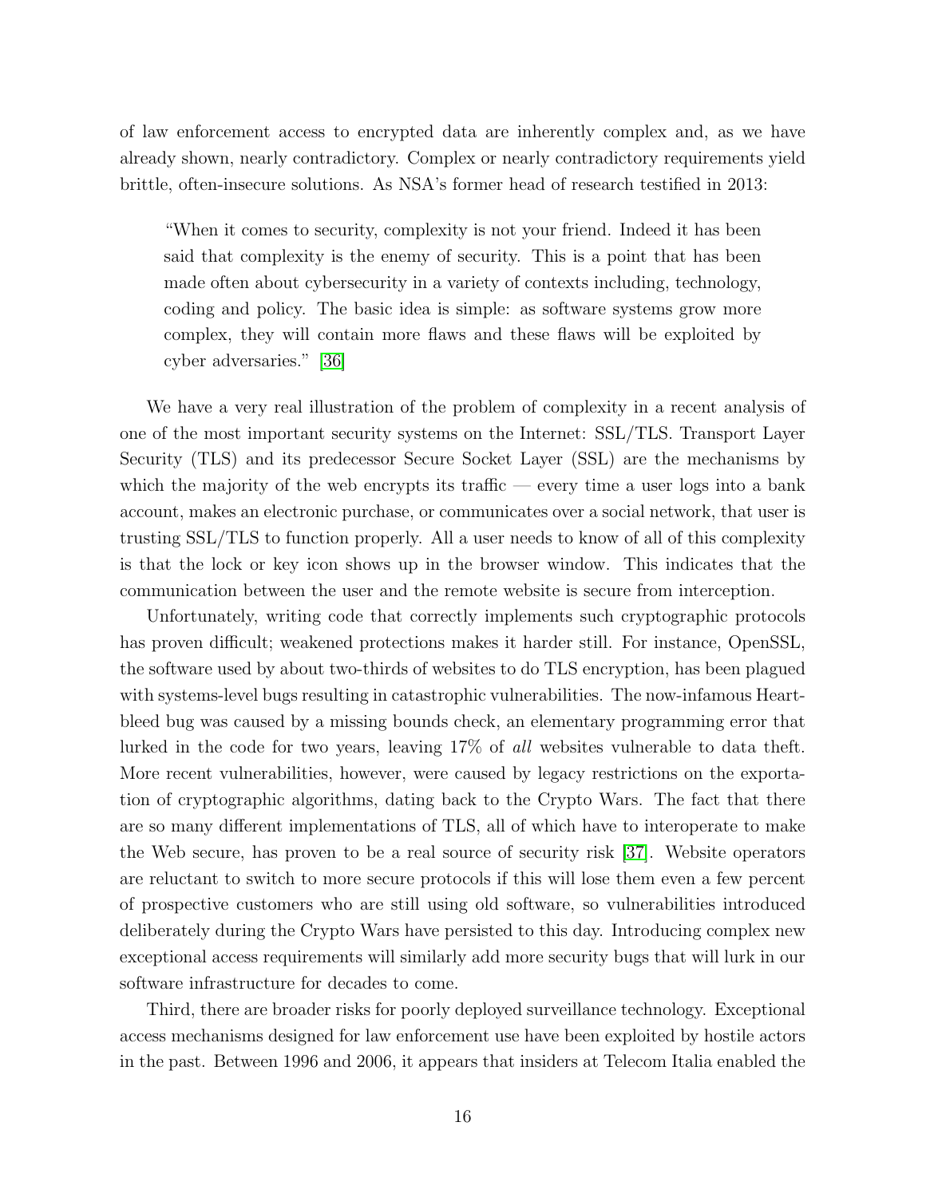of law enforcement access to encrypted data are inherently complex and, as we have already shown, nearly contradictory. Complex or nearly contradictory requirements yield brittle, often-insecure solutions. As NSA's former head of research testified in 2013:

> "When it comes to security, complexity is not your friend. Indeed it has been said that complexity is the enemy of security. This is a point that has been made often about cybersecurity in a variety of contexts including, technology, coding and policy. The basic idea is simple: as software systems grow more complex, they will contain more flaws and these flaws will be exploited by cyber adversaries." [36]

We have a very real illustration of the problem of complexity in a recent analysis of one of the most important security systems on the Internet: SSL/TLS. Transport Layer Security (TLS) and its predecessor Secure Socket Layer (SSL) are the mechanisms by which the majority of the web encrypts its traffic — every time a user logs into a bank account, makes an electronic purchase, or communicates over a social network, that user is trusting SSL/TLS to function properly. All a user needs to know of all of this complexity is that the lock or key icon shows up in the browser window. This indicates that the communication between the user and the remote website is secure from interception.

Unfortunately, writing code that correctly implements such cryptographic protocols has proven difficult; weakened protections makes it harder still. For instance, OpenSSL, the software used by about two-thirds of websites to do TLS encryption, has been plagued with systems-level bugs resulting in catastrophic vulnerabilities. The now-infamous Heartbleed bug was caused by a missing bounds check, an elementary programming error that lurked in the code for two years, leaving 17% of *all* websites vulnerable to data theft. More recent vulnerabilities, however, were caused by legacy restrictions on the exportation of cryptographic algorithms, dating back to the Crypto Wars. The fact that there are so many different implementations of TLS, all of which have to interoperate to make the Web secure, has proven to be a real source of security risk [37]. Website operators are reluctant to switch to more secure protocols if this will lose them even a few percent of prospective customers who are still using old software, so vulnerabilities introduced deliberately during the Crypto Wars have persisted to this day. Introducing complex new exceptional access requirements will similarly add more security bugs that will lurk in our software infrastructure for decades to come.

Third, there are broader risks for poorly deployed surveillance technology. Exceptional access mechanisms designed for law enforcement use have been exploited by hostile actors in the past. Between 1996 and 2006, it appears that insiders at Telecom Italia enabled the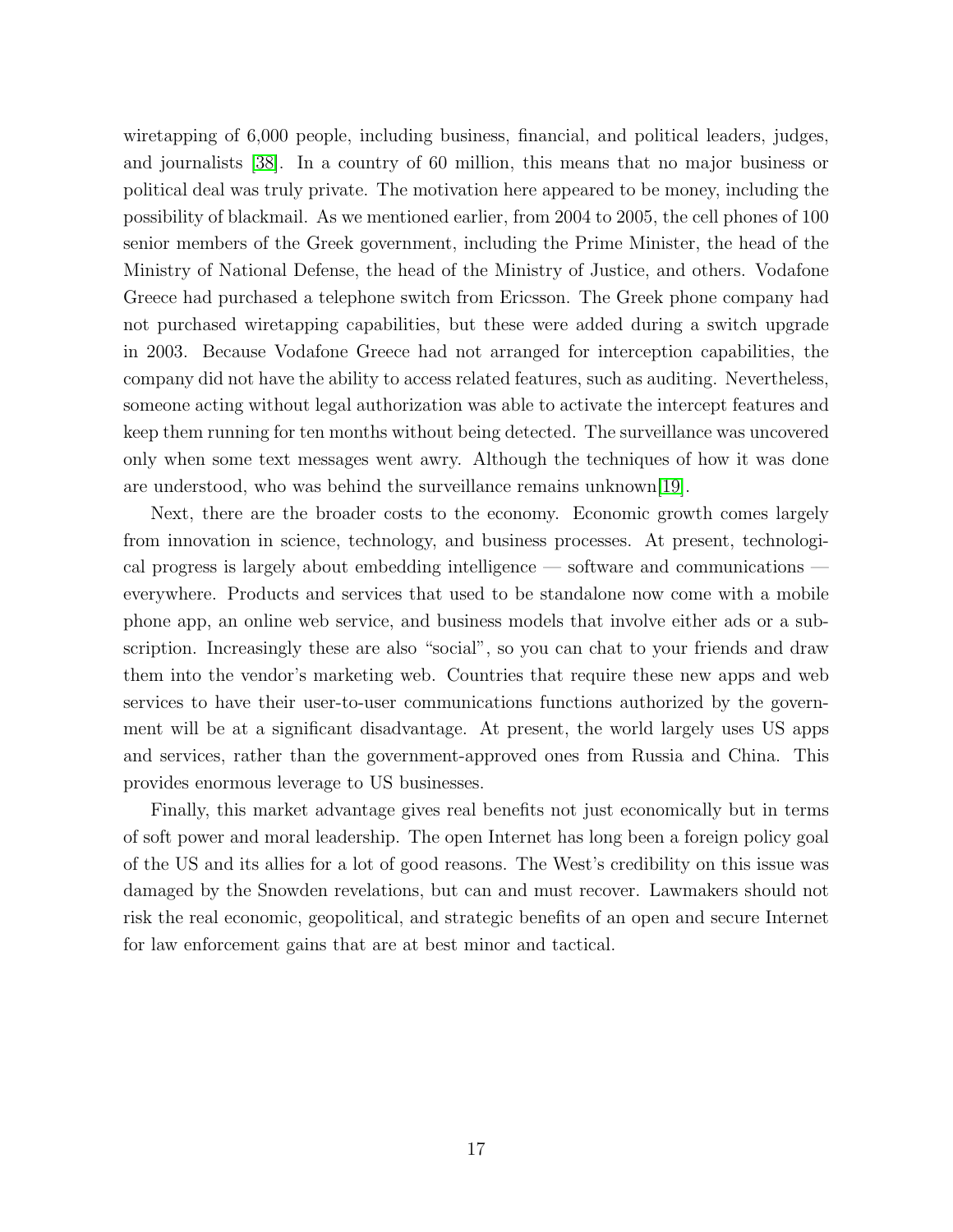wiretapping of 6,000 people, including business, financial, and political leaders, judges, and journalists [38]. In a country of 60 million, this means that no major business or political deal was truly private. The motivation here appeared to be money, including the possibility of blackmail. As we mentioned earlier, from 2004 to 2005, the cell phones of 100 senior members of the Greek government, including the Prime Minister, the head of the Ministry of National Defense, the head of the Ministry of Justice, and others. Vodafone Greece had purchased a telephone switch from Ericsson. The Greek phone company had not purchased wiretapping capabilities, but these were added during a switch upgrade in 2003. Because Vodafone Greece had not arranged for interception capabilities, the company did not have the ability to access related features, such as auditing. Nevertheless, someone acting without legal authorization was able to activate the intercept features and keep them running for ten months without being detected. The surveillance was uncovered only when some text messages went awry. Although the techniques of how it was done are understood, who was behind the surveillance remains unknown[19].

Next, there are the broader costs to the economy. Economic growth comes largely from innovation in science, technology, and business processes. At present, technological progress is largely about embedding intelligence — software and communications — everywhere. Products and services that used to be standalone now come with a mobile phone app, an online web service, and business models that involve either ads or a subscription. Increasingly these are also "social", so you can chat to your friends and draw them into the vendor's marketing web. Countries that require these new apps and web services to have their user-to-user communications functions authorized by the government will be at a significant disadvantage. At present, the world largely uses US apps and services, rather than the government-approved ones from Russia and China. This provides enormous leverage to US businesses.

Finally, this market advantage gives real benefits not just economically but in terms of soft power and moral leadership. The open Internet has long been a foreign policy goal of the US and its allies for a lot of good reasons. The West's credibility on this issue was damaged by the Snowden revelations, but can and must recover. Lawmakers should not risk the real economic, geopolitical, and strategic benefits of an open and secure Internet for law enforcement gains that are at best minor and tactical.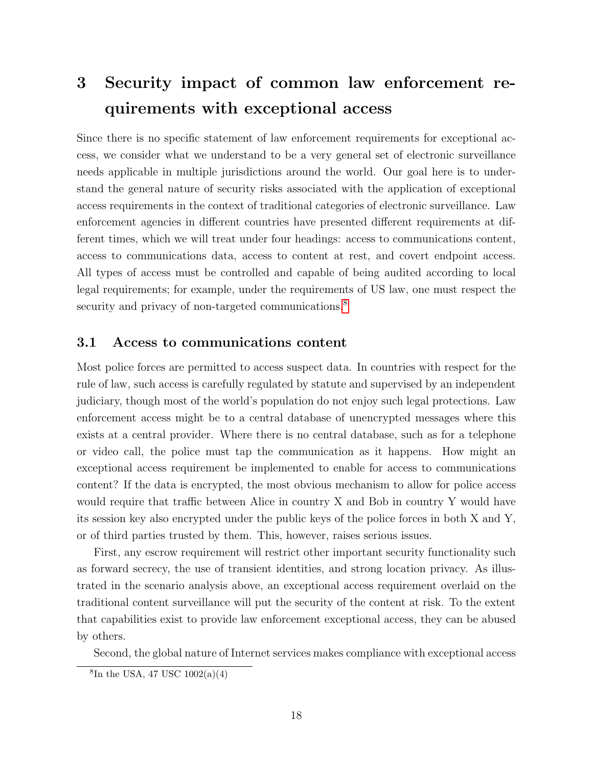# 3 Security impact of common law enforcement requirements with exceptional access

Since there is no specific statement of law enforcement requirements for exceptional access, we consider what we understand to be a very general set of electronic surveillance needs applicable in multiple jurisdictions around the world. Our goal here is to understand the general nature of security risks associated with the application of exceptional access requirements in the context of traditional categories of electronic surveillance. Law enforcement agencies in different countries have presented different requirements at different times, which we will treat under four headings: access to communications content, access to communications data, access to content at rest, and covert endpoint access. All types of access must be controlled and capable of being audited according to local legal requirements; for example, under the requirements of US law, one must respect the security and privacy of non-targeted communications.[8]

## 3.1 Access to communications content

Most police forces are permitted to access suspect data. In countries with respect for the rule of law, such access is carefully regulated by statute and supervised by an independent judiciary, though most of the world's population do not enjoy such legal protections. Law enforcement access might be to a central database of unencrypted messages where this exists at a central provider. Where there is no central database, such as for a telephone or video call, the police must tap the communication as it happens. How might an exceptional access requirement be implemented to enable for access to communications content? If the data is encrypted, the most obvious mechanism to allow for police access would require that traffic between Alice in country X and Bob in country Y would have its session key also encrypted under the public keys of the police forces in both X and Y, or of third parties trusted by them. This, however, raises serious issues.

First, any escrow requirement will restrict other important security functionality such as forward secrecy, the use of transient identities, and strong location privacy. As illustrated in the scenario analysis above, an exceptional access requirement overlaid on the traditional content surveillance will put the security of the content at risk. To the extent that capabilities exist to provide law enforcement exceptional access, they can be abused by others.

Second, the global nature of Internet services makes compliance with exceptional access

[8] In the USA, 47 USC 1002(a)(4)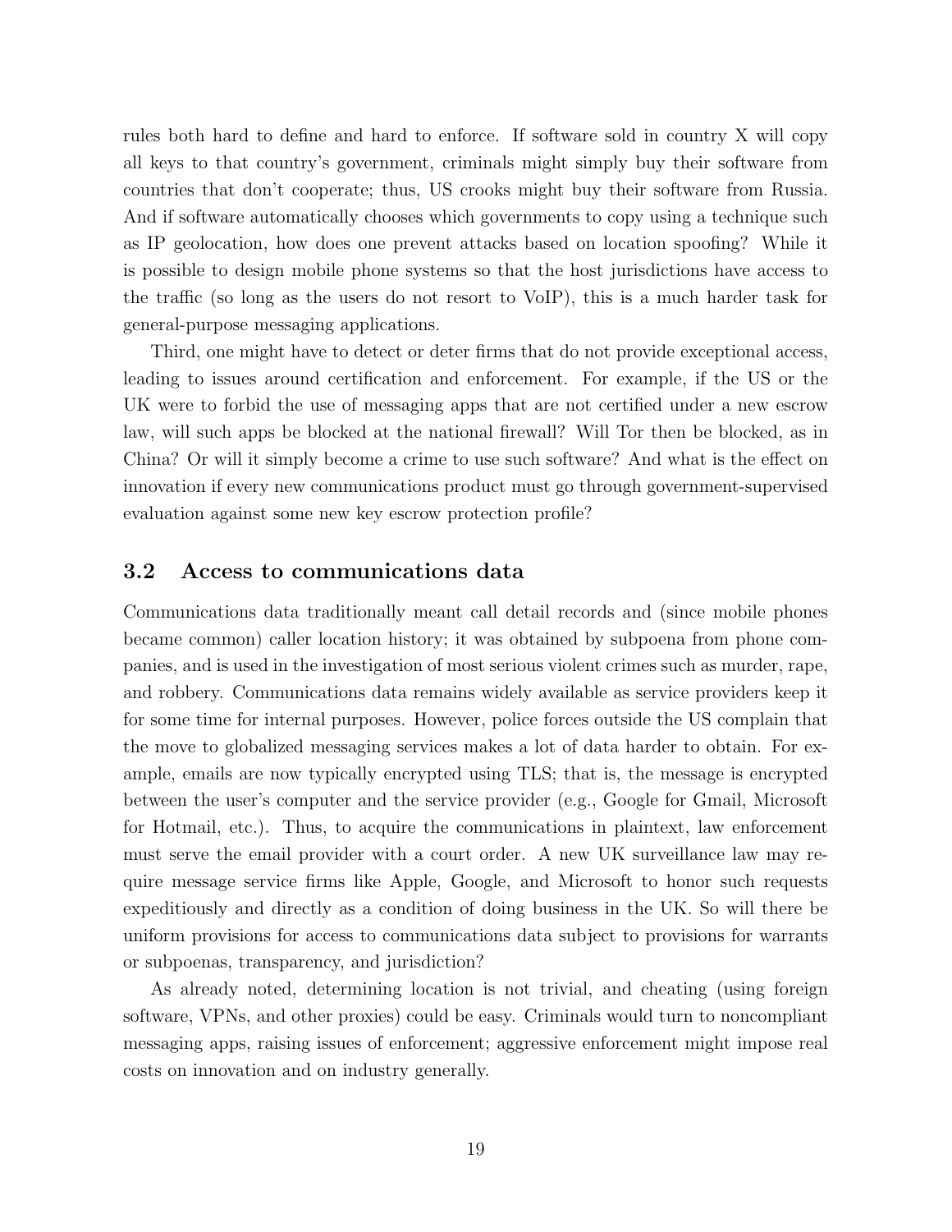rules both hard to define and hard to enforce. If software sold in country X will copy all keys to that country's government, criminals might simply buy their software from countries that don't cooperate; thus, US crooks might buy their software from Russia. And if software automatically chooses which governments to copy using a technique such as IP geolocation, how does one prevent attacks based on location spoofing? While it is possible to design mobile phone systems so that the host jurisdictions have access to the traffic (so long as the users do not resort to VoIP), this is a much harder task for general-purpose messaging applications.

Third, one might have to detect or deter firms that do not provide exceptional access, leading to issues around certification and enforcement. For example, if the US or the UK were to forbid the use of messaging apps that are not certified under a new escrow law, will such apps be blocked at the national firewall? Will Tor then be blocked, as in China? Or will it simply become a crime to use such software? And what is the effect on innovation if every new communications product must go through government-supervised evaluation against some new key escrow protection profile?

### 3.2 Access to communications data

Communications data traditionally meant call detail records and (since mobile phones became common) caller location history; it was obtained by subpoena from phone companies, and is used in the investigation of most serious violent crimes such as murder, rape, and robbery. Communications data remains widely available as service providers keep it for some time for internal purposes. However, police forces outside the US complain that the move to globalized messaging services makes a lot of data harder to obtain. For example, emails are now typically encrypted using TLS; that is, the message is encrypted between the user's computer and the service provider (e.g., Google for Gmail, Microsoft for Hotmail, etc.). Thus, to acquire the communications in plaintext, law enforcement must serve the email provider with a court order. A new UK surveillance law may require message service firms like Apple, Google, and Microsoft to honor such requests expeditiously and directly as a condition of doing business in the UK. So will there be uniform provisions for access to communications data subject to provisions for warrants or subpoenas, transparency, and jurisdiction?

As already noted, determining location is not trivial, and cheating (using foreign software, VPNs, and other proxies) could be easy. Criminals would turn to noncompliant messaging apps, raising issues of enforcement; aggressive enforcement might impose real costs on innovation and on industry generally.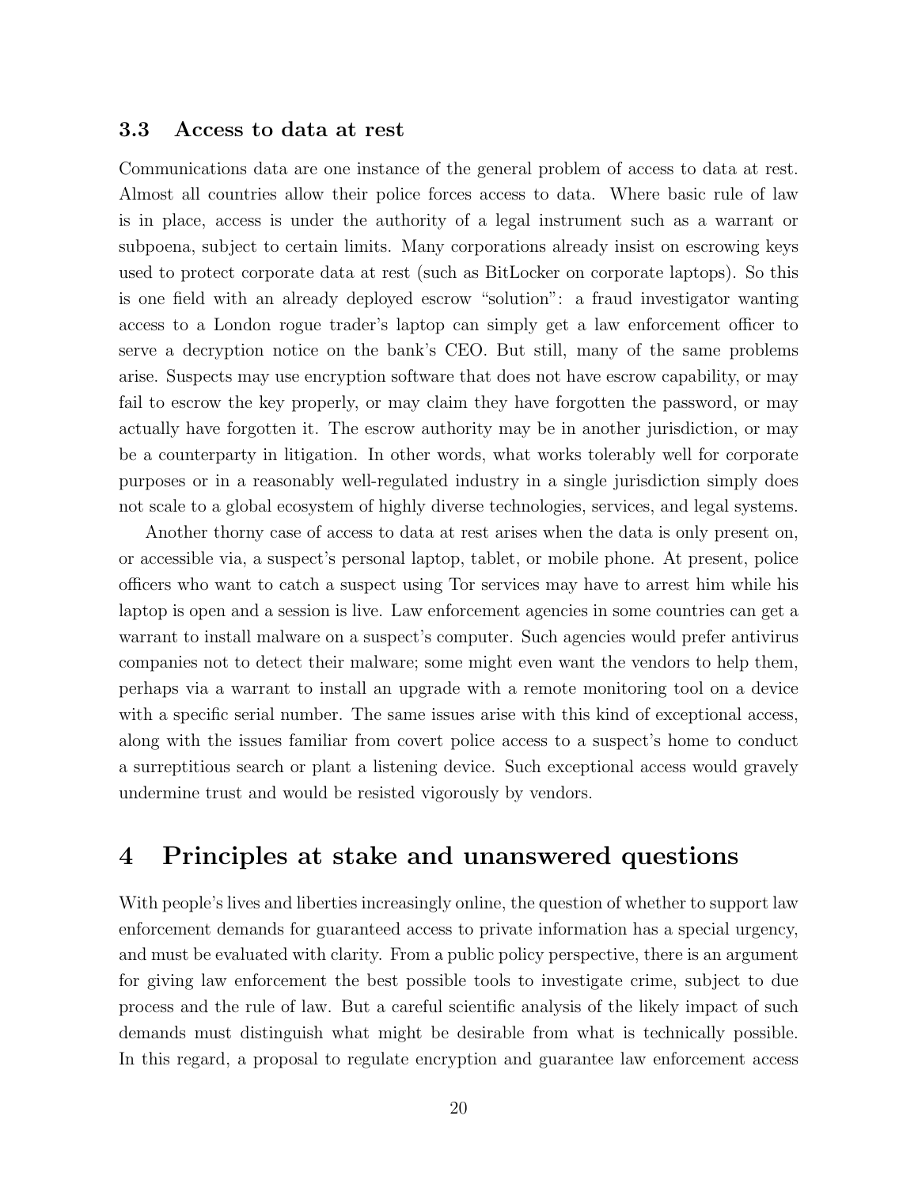### 3.3 Access to data at rest

Communications data are one instance of the general problem of access to data at rest. Almost all countries allow their police forces access to data. Where basic rule of law is in place, access is under the authority of a legal instrument such as a warrant or subpoena, subject to certain limits. Many corporations already insist on escrowing keys used to protect corporate data at rest (such as BitLocker on corporate laptops). So this is one field with an already deployed escrow "solution": a fraud investigator wanting access to a London rogue trader's laptop can simply get a law enforcement officer to serve a decryption notice on the bank's CEO. But still, many of the same problems arise. Suspects may use encryption software that does not have escrow capability, or may fail to escrow the key properly, or may claim they have forgotten the password, or may actually have forgotten it. The escrow authority may be in another jurisdiction, or may be a counterparty in litigation. In other words, what works tolerably well for corporate purposes or in a reasonably well-regulated industry in a single jurisdiction simply does not scale to a global ecosystem of highly diverse technologies, services, and legal systems.

Another thorny case of access to data at rest arises when the data is only present on, or accessible via, a suspect's personal laptop, tablet, or mobile phone. At present, police officers who want to catch a suspect using Tor services may have to arrest him while his laptop is open and a session is live. Law enforcement agencies in some countries can get a warrant to install malware on a suspect's computer. Such agencies would prefer antivirus companies not to detect their malware; some might even want the vendors to help them, perhaps via a warrant to install an upgrade with a remote monitoring tool on a device with a specific serial number. The same issues arise with this kind of exceptional access, along with the issues familiar from covert police access to a suspect's home to conduct a surreptitious search or plant a listening device. Such exceptional access would gravely undermine trust and would be resisted vigorously by vendors.

# 4 Principles at stake and unanswered questions

With people's lives and liberties increasingly online, the question of whether to support law enforcement demands for guaranteed access to private information has a special urgency, and must be evaluated with clarity. From a public policy perspective, there is an argument for giving law enforcement the best possible tools to investigate crime, subject to due process and the rule of law. But a careful scientific analysis of the likely impact of such demands must distinguish what might be desirable from what is technically possible. In this regard, a proposal to regulate encryption and guarantee law enforcement access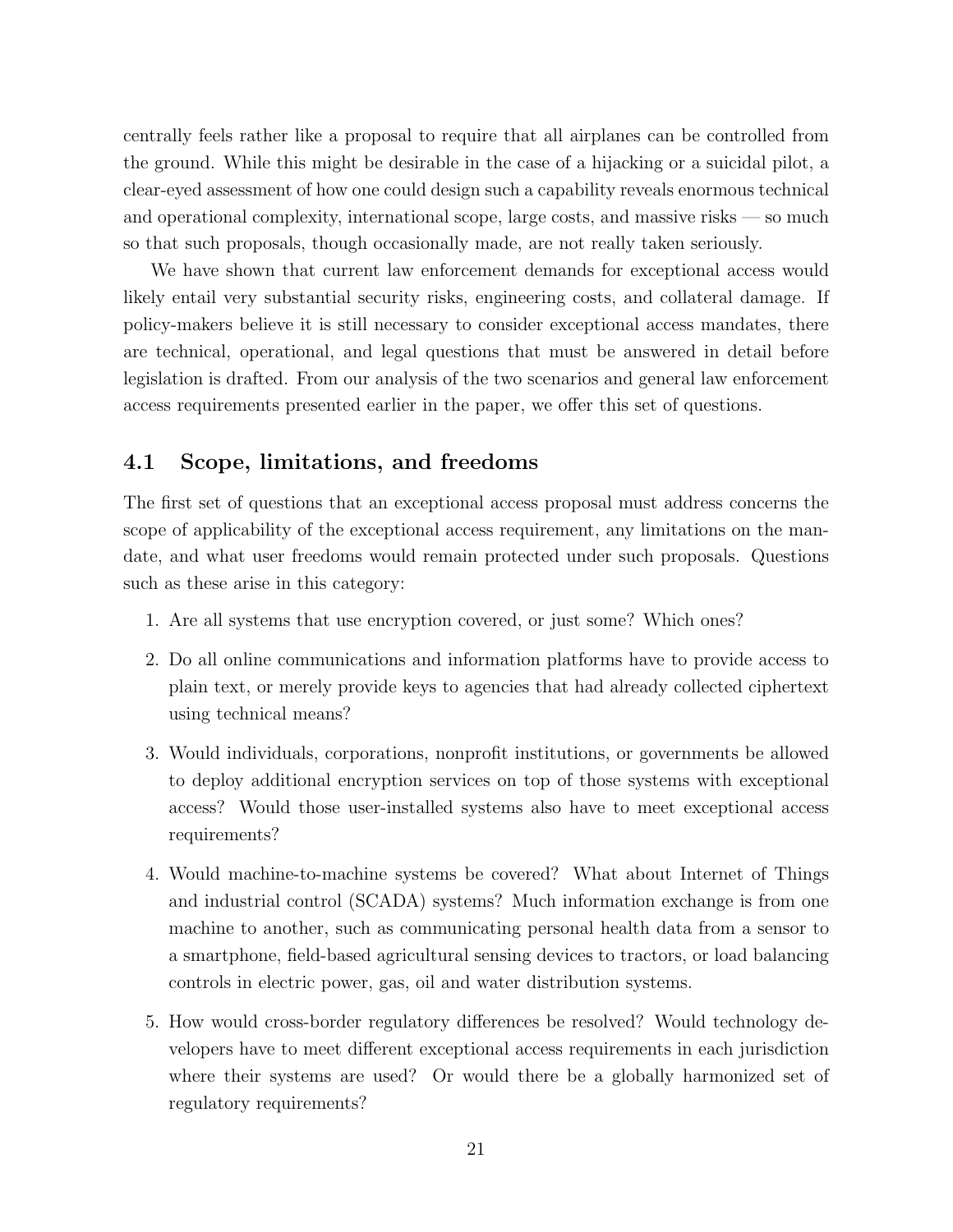centrally feels rather like a proposal to require that all airplanes can be controlled from the ground. While this might be desirable in the case of a hijacking or a suicidal pilot, a clear-eyed assessment of how one could design such a capability reveals enormous technical and operational complexity, international scope, large costs, and massive risks — so much so that such proposals, though occasionally made, are not really taken seriously.

We have shown that current law enforcement demands for exceptional access would likely entail very substantial security risks, engineering costs, and collateral damage. If policy-makers believe it is still necessary to consider exceptional access mandates, there are technical, operational, and legal questions that must be answered in detail before legislation is drafted. From our analysis of the two scenarios and general law enforcement access requirements presented earlier in the paper, we offer this set of questions.

## 4.1 Scope, limitations, and freedoms

The first set of questions that an exceptional access proposal must address concerns the scope of applicability of the exceptional access requirement, any limitations on the mandate, and what user freedoms would remain protected under such proposals. Questions such as these arise in this category:

1. Are all systems that use encryption covered, or just some? Which ones?

2. Do all online communications and information platforms have to provide access to plain text, or merely provide keys to agencies that had already collected ciphertext using technical means?

3. Would individuals, corporations, nonprofit institutions, or governments be allowed to deploy additional encryption services on top of those systems with exceptional access? Would those user-installed systems also have to meet exceptional access requirements?

4. Would machine-to-machine systems be covered? What about Internet of Things and industrial control (SCADA) systems? Much information exchange is from one machine to another, such as communicating personal health data from a sensor to a smartphone, field-based agricultural sensing devices to tractors, or load balancing controls in electric power, gas, oil and water distribution systems.

5. How would cross-border regulatory differences be resolved? Would technology developers have to meet different exceptional access requirements in each jurisdiction where their systems are used? Or would there be a globally harmonized set of regulatory requirements?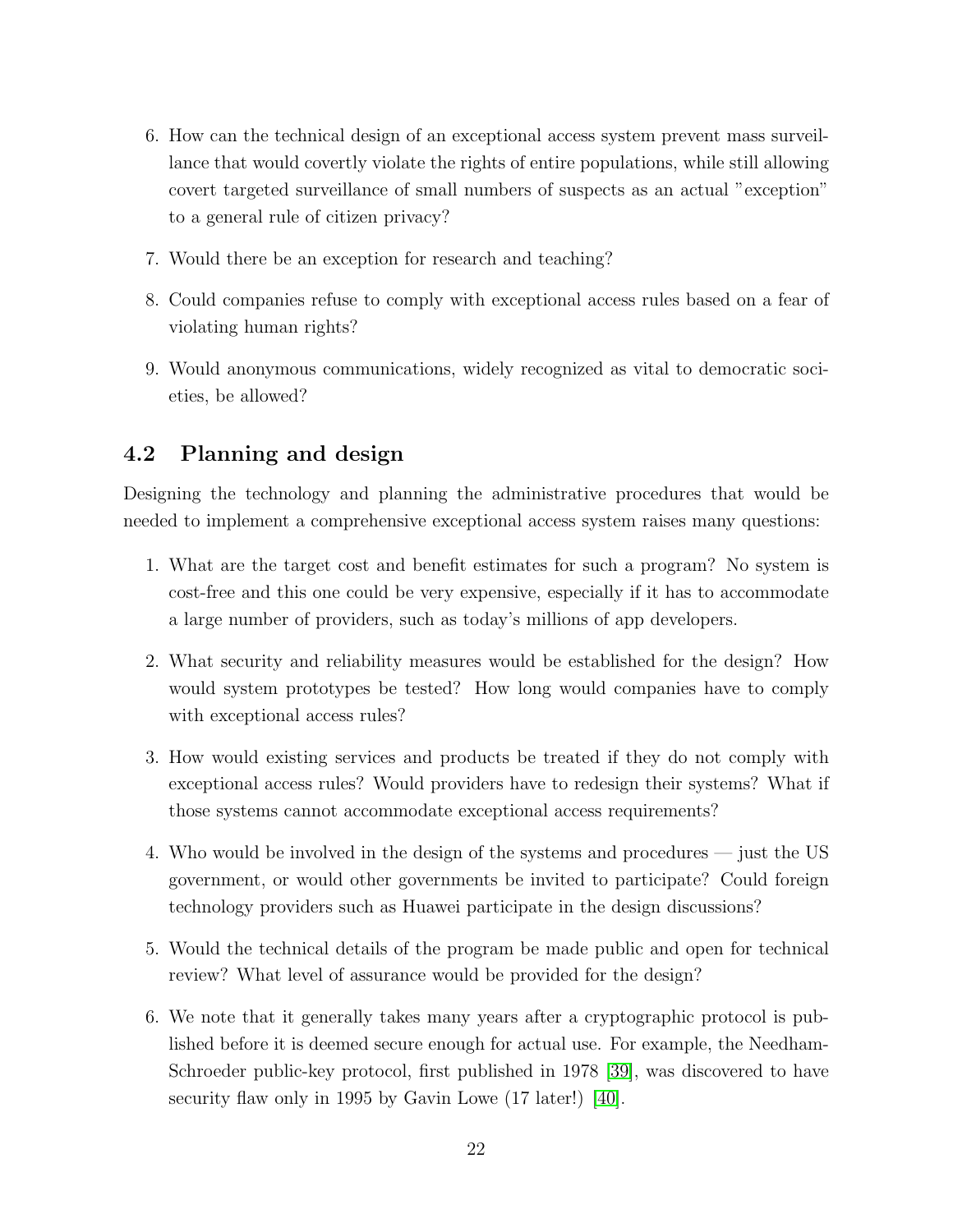6. How can the technical design of an exceptional access system prevent mass surveillance that would covertly violate the rights of entire populations, while still allowing covert targeted surveillance of small numbers of suspects as an actual "exception" to a general rule of citizen privacy?

7. Would there be an exception for research and teaching?

8. Could companies refuse to comply with exceptional access rules based on a fear of violating human rights?

9. Would anonymous communications, widely recognized as vital to democratic societies, be allowed?

## 4.2 Planning and design

Designing the technology and planning the administrative procedures that would be needed to implement a comprehensive exceptional access system raises many questions:

1. What are the target cost and benefit estimates for such a program? No system is cost-free and this one could be very expensive, especially if it has to accommodate a large number of providers, such as today's millions of app developers.

2. What security and reliability measures would be established for the design? How would system prototypes be tested? How long would companies have to comply with exceptional access rules?

3. How would existing services and products be treated if they do not comply with exceptional access rules? Would providers have to redesign their systems? What if those systems cannot accommodate exceptional access requirements?

4. Who would be involved in the design of the systems and procedures — just the US government, or would other governments be invited to participate? Could foreign technology providers such as Huawei participate in the design discussions?

5. Would the technical details of the program be made public and open for technical review? What level of assurance would be provided for the design?

6. We note that it generally takes many years after a cryptographic protocol is published before it is deemed secure enough for actual use. For example, the Needham-Schroeder public-key protocol, first published in 1978 [39], was discovered to have security flaw only in 1995 by Gavin Lowe (17 later!) [40].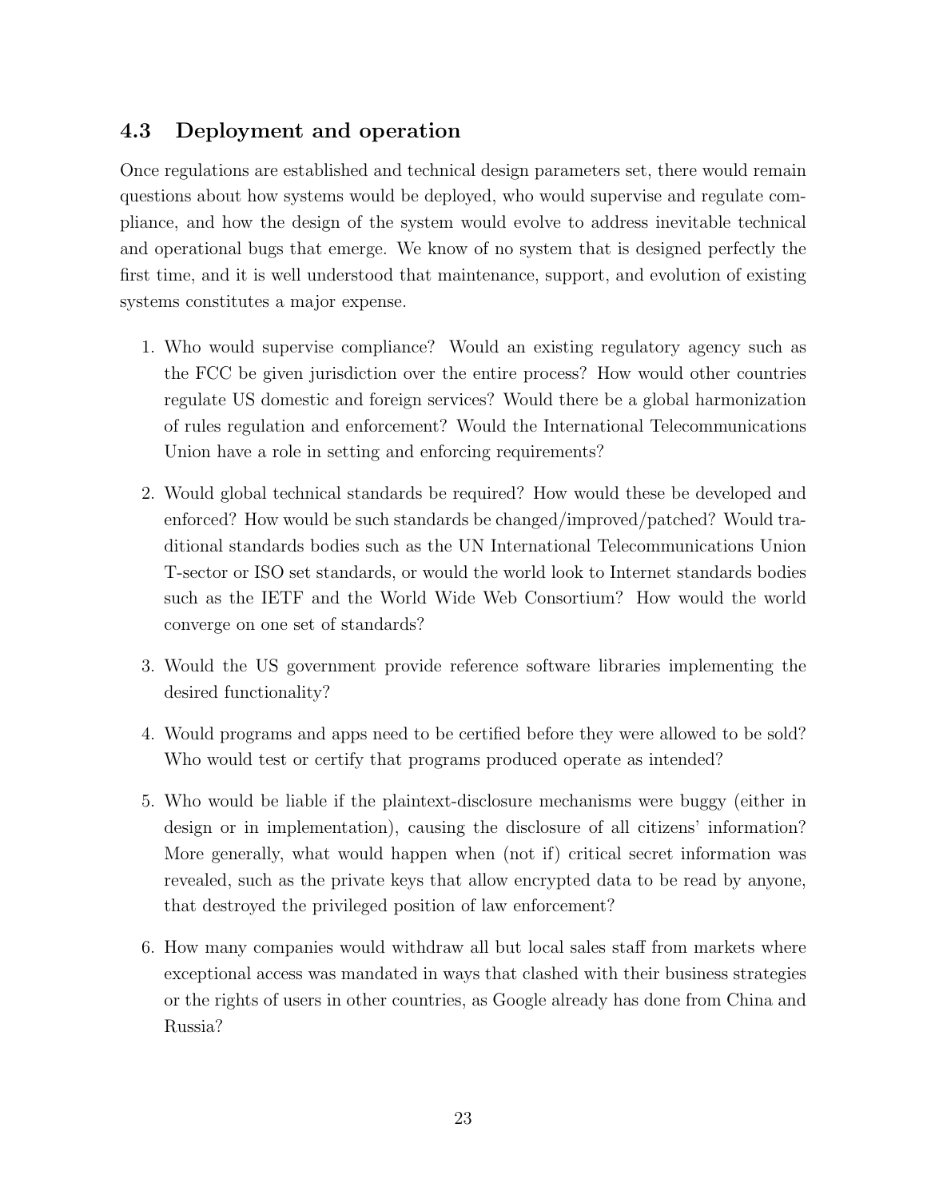## 4.3 Deployment and operation

Once regulations are established and technical design parameters set, there would remain questions about how systems would be deployed, who would supervise and regulate compliance, and how the design of the system would evolve to address inevitable technical and operational bugs that emerge. We know of no system that is designed perfectly the first time, and it is well understood that maintenance, support, and evolution of existing systems constitutes a major expense.

1. Who would supervise compliance? Would an existing regulatory agency such as the FCC be given jurisdiction over the entire process? How would other countries regulate US domestic and foreign services? Would there be a global harmonization of rules regulation and enforcement? Would the International Telecommunications Union have a role in setting and enforcing requirements?

2. Would global technical standards be required? How would these be developed and enforced? How would be such standards be changed/improved/patched? Would traditional standards bodies such as the UN International Telecommunications Union T-sector or ISO set standards, or would the world look to Internet standards bodies such as the IETF and the World Wide Web Consortium? How would the world converge on one set of standards?

3. Would the US government provide reference software libraries implementing the desired functionality?

4. Would programs and apps need to be certified before they were allowed to be sold? Who would test or certify that programs produced operate as intended?

5. Who would be liable if the plaintext-disclosure mechanisms were buggy (either in design or in implementation), causing the disclosure of all citizens' information? More generally, what would happen when (not if) critical secret information was revealed, such as the private keys that allow encrypted data to be read by anyone, that destroyed the privileged position of law enforcement?

6. How many companies would withdraw all but local sales staff from markets where exceptional access was mandated in ways that clashed with their business strategies or the rights of users in other countries, as Google already has done from China and Russia?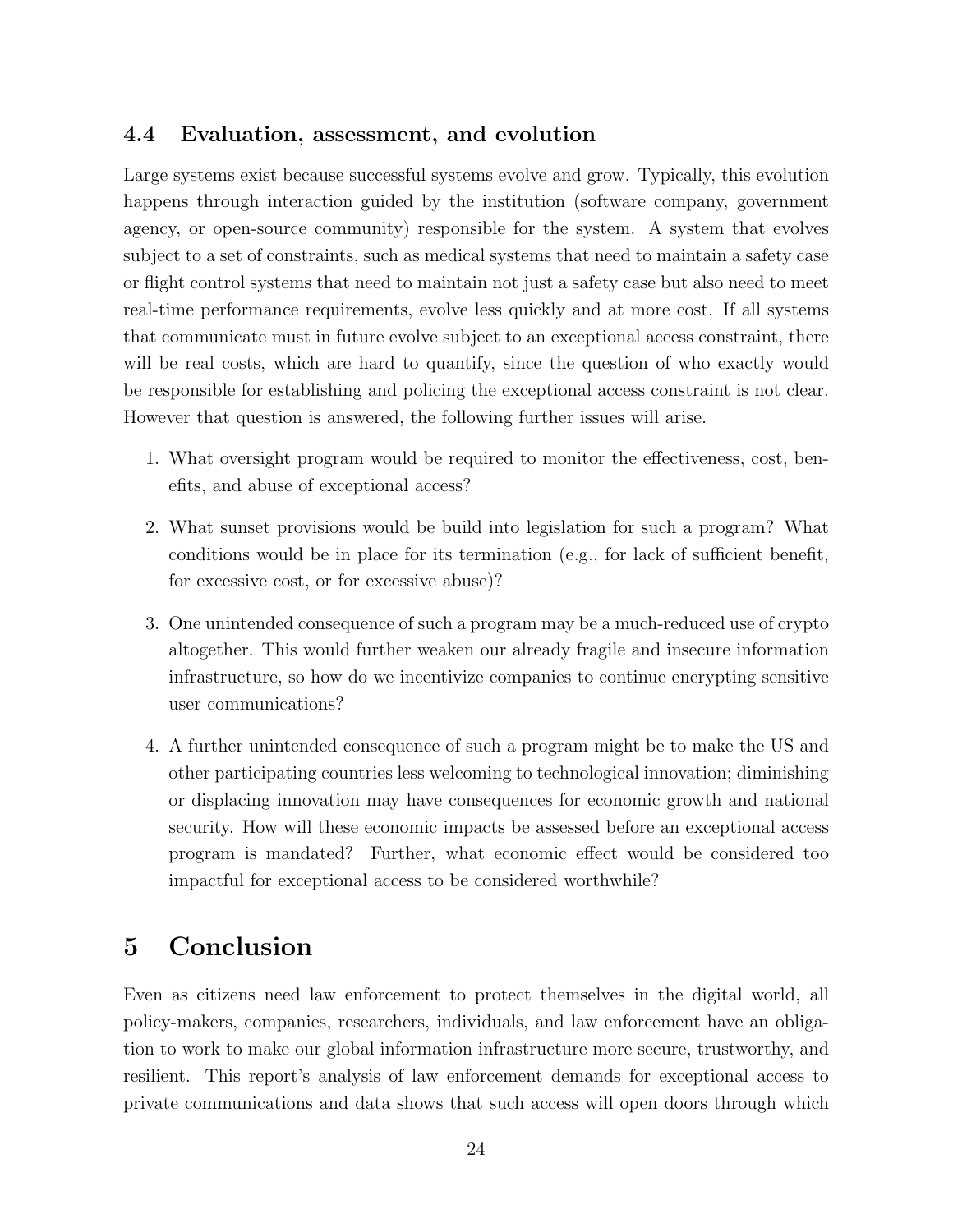### 4.4 Evaluation, assessment, and evolution

Large systems exist because successful systems evolve and grow. Typically, this evolution happens through interaction guided by the institution (software company, government agency, or open-source community) responsible for the system. A system that evolves subject to a set of constraints, such as medical systems that need to maintain a safety case or flight control systems that need to maintain not just a safety case but also need to meet real-time performance requirements, evolve less quickly and at more cost. If all systems that communicate must in future evolve subject to an exceptional access constraint, there will be real costs, which are hard to quantify, since the question of who exactly would be responsible for establishing and policing the exceptional access constraint is not clear. However that question is answered, the following further issues will arise.

1. What oversight program would be required to monitor the effectiveness, cost, benefits, and abuse of exceptional access?

2. What sunset provisions would be build into legislation for such a program? What conditions would be in place for its termination (e.g., for lack of sufficient benefit, for excessive cost, or for excessive abuse)?

3. One unintended consequence of such a program may be a much-reduced use of crypto altogether. This would further weaken our already fragile and insecure information infrastructure, so how do we incentivize companies to continue encrypting sensitive user communications?

4. A further unintended consequence of such a program might be to make the US and other participating countries less welcoming to technological innovation; diminishing or displacing innovation may have consequences for economic growth and national security. How will these economic impacts be assessed before an exceptional access program is mandated? Further, what economic effect would be considered too impactful for exceptional access to be considered worthwhile?

# 5 Conclusion

Even as citizens need law enforcement to protect themselves in the digital world, all policy-makers, companies, researchers, individuals, and law enforcement have an obligation to work to make our global information infrastructure more secure, trustworthy, and resilient. This report's analysis of law enforcement demands for exceptional access to private communications and data shows that such access will open doors through which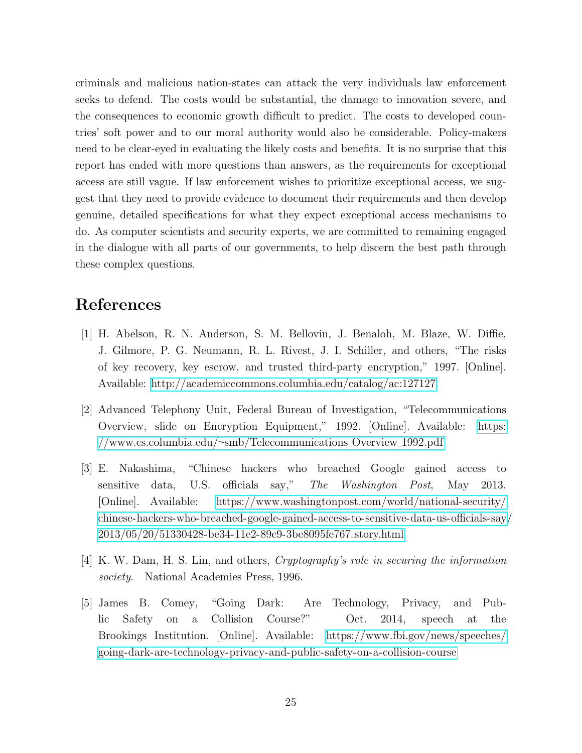criminals and malicious nation-states can attack the very individuals law enforcement seeks to defend. The costs would be substantial, the damage to innovation severe, and the consequences to economic growth difficult to predict. The costs to developed countries' soft power and to our moral authority would also be considerable. Policy-makers need to be clear-eyed in evaluating the likely costs and benefits. It is no surprise that this report has ended with more questions than answers, as the requirements for exceptional access are still vague. If law enforcement wishes to prioritize exceptional access, we suggest that they need to provide evidence to document their requirements and then develop genuine, detailed specifications for what they expect exceptional access mechanisms to do. As computer scientists and security experts, we are committed to remaining engaged in the dialogue with all parts of our governments, to help discern the best path through these complex questions.

# References

[1] H. Abelson, R. N. Anderson, S. M. Bellovin, J. Benaloh, M. Blaze, W. Diffie, J. Gilmore, P. G. Neumann, R. L. Rivest, J. I. Schiller, and others, "The risks of key recovery, key escrow, and trusted third-party encryption," 1997. [Online]. Available: http://academiccommons.columbia.edu/catalog/ac:127127

[2] Advanced Telephony Unit, Federal Bureau of Investigation, "Telecommunications Overview, slide on Encryption Equipment," 1992. [Online]. Available: https://www.cs.columbia.edu/~smb/Telecommunications_Overview_1992.pdf

[3] E. Nakashima, "Chinese hackers who breached Google gained access to sensitive data, U.S. officials say," *The Washington Post*, May 2013. [Online]. Available: https://www.washingtonpost.com/world/national-security/chinese-hackers-who-breached-google-gained-access-to-sensitive-data-us-officials-say/2013/05/20/51330428-be34-11e2-89c9-3be8095fe767_story.html

[4] K. W. Dam, H. S. Lin, and others, *Cryptography's role in securing the information society*. National Academies Press, 1996.

[5] James B. Comey, "Going Dark: Are Technology, Privacy, and Public Safety on a Collision Course?" Oct. 2014, speech at the Brookings Institution. [Online]. Available: https://www.fbi.gov/news/speeches/going-dark-are-technology-privacy-and-public-safety-on-a-collision-course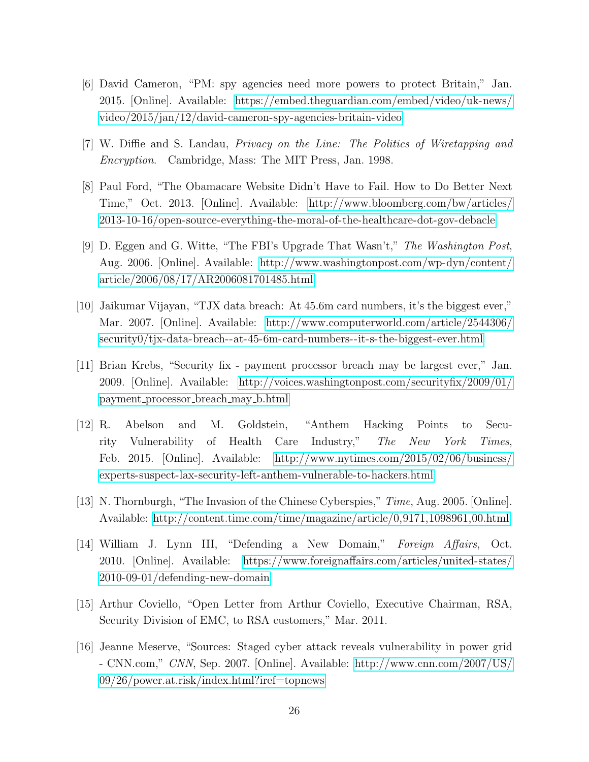[6] David Cameron, "PM: spy agencies need more powers to protect Britain," Jan. 2015. [Online]. Available: https://embed.theguardian.com/embed/video/uk-news/video/2015/jan/12/david-cameron-spy-agencies-britain-video

[7] W. Diffie and S. Landau, *Privacy on the Line: The Politics of Wiretapping and Encryption*. Cambridge, Mass: The MIT Press, Jan. 1998.

[8] Paul Ford, "The Obamacare Website Didn't Have to Fail. How to Do Better Next Time," Oct. 2013. [Online]. Available: http://www.bloomberg.com/bw/articles/2013-10-16/open-source-everything-the-moral-of-the-healthcare-dot-gov-debacle

[9] D. Eggen and G. Witte, "The FBI's Upgrade That Wasn't," *The Washington Post*, Aug. 2006. [Online]. Available: http://www.washingtonpost.com/wp-dyn/content/article/2006/08/17/AR2006081701485.html

[10] Jaikumar Vijayan, "TJX data breach: At 45.6m card numbers, it's the biggest ever," Mar. 2007. [Online]. Available: http://www.computerworld.com/article/2544306/security0/tjx-data-breach--at-45-6m-card-numbers--it-s-the-biggest-ever.html

[11] Brian Krebs, "Security fix - payment processor breach may be largest ever," Jan. 2009. [Online]. Available: http://voices.washingtonpost.com/securityfix/2009/01/payment_processor_breach_may_b.html

[12] R. Abelson and M. Goldstein, "Anthem Hacking Points to Security Vulnerability of Health Care Industry," *The New York Times*, Feb. 2015. [Online]. Available: http://www.nytimes.com/2015/02/06/business/experts-suspect-lax-security-left-anthem-vulnerable-to-hackers.html

[13] N. Thornburgh, "The Invasion of the Chinese Cyberspies," *Time*, Aug. 2005. [Online]. Available: http://content.time.com/time/magazine/article/0,9171,1098961,00.html

[14] William J. Lynn III, "Defending a New Domain," *Foreign Affairs*, Oct. 2010. [Online]. Available: https://www.foreignaffairs.com/articles/united-states/2010-09-01/defending-new-domain

[15] Arthur Coviello, "Open Letter from Arthur Coviello, Executive Chairman, RSA, Security Division of EMC, to RSA customers," Mar. 2011.

[16] Jeanne Meserve, "Sources: Staged cyber attack reveals vulnerability in power grid - CNN.com," *CNN*, Sep. 2007. [Online]. Available: http://www.cnn.com/2007/US/09/26/power.at.risk/index.html?iref=topnews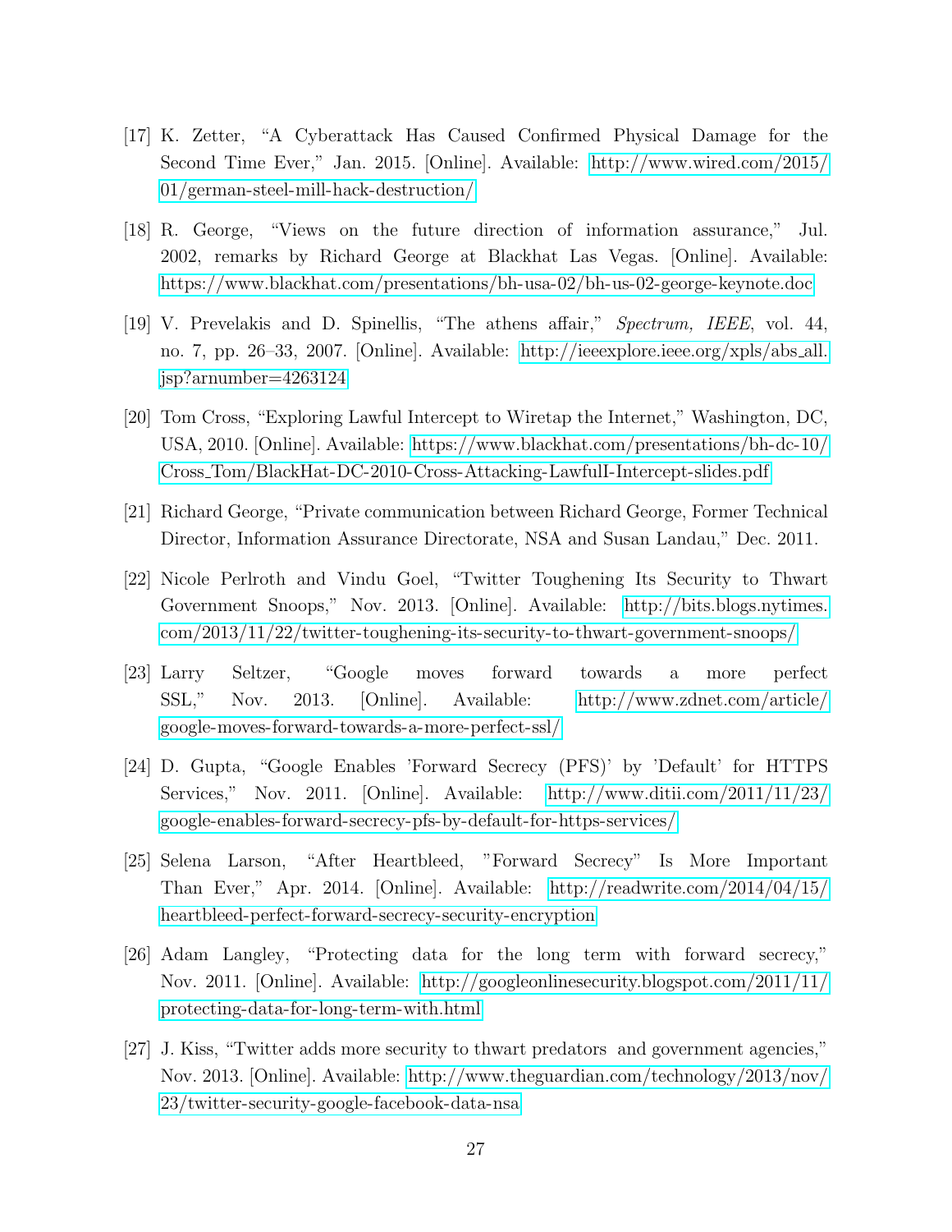[17] K. Zetter, "A Cyberattack Has Caused Confirmed Physical Damage for the Second Time Ever," Jan. 2015. [Online]. Available: http://www.wired.com/2015/01/german-steel-mill-hack-destruction/

[18] R. George, "Views on the future direction of information assurance," Jul. 2002, remarks by Richard George at Blackhat Las Vegas. [Online]. Available: https://www.blackhat.com/presentations/bh-usa-02/bh-us-02-george-keynote.doc

[19] V. Prevelakis and D. Spinellis, "The athens affair," *Spectrum, IEEE*, vol. 44, no. 7, pp. 26–33, 2007. [Online]. Available: http://ieeexplore.ieee.org/xpls/abs_all.jsp?arnumber=4263124

[20] Tom Cross, "Exploring Lawful Intercept to Wiretap the Internet," Washington, DC, USA, 2010. [Online]. Available: https://www.blackhat.com/presentations/bh-dc-10/Cross_Tom/BlackHat-DC-2010-Cross-Attacking-LawfulI-Intercept-slides.pdf

[21] Richard George, "Private communication between Richard George, Former Technical Director, Information Assurance Directorate, NSA and Susan Landau," Dec. 2011.

[22] Nicole Perlroth and Vindu Goel, "Twitter Toughening Its Security to Thwart Government Snoops," Nov. 2013. [Online]. Available: http://bits.blogs.nytimes.com/2013/11/22/twitter-toughening-its-security-to-thwart-government-snoops/

[23] Larry Seltzer, "Google moves forward towards a more perfect SSL," Nov. 2013. [Online]. Available: http://www.zdnet.com/article/google-moves-forward-towards-a-more-perfect-ssl/

[24] D. Gupta, "Google Enables 'Forward Secrecy (PFS)' by 'Default' for HTTPS Services," Nov. 2011. [Online]. Available: http://www.ditii.com/2011/11/23/google-enables-forward-secrecy-pfs-by-default-for-https-services/

[25] Selena Larson, "After Heartbleed, "Forward Secrecy" Is More Important Than Ever," Apr. 2014. [Online]. Available: http://readwrite.com/2014/04/15/heartbleed-perfect-forward-secrecy-security-encryption

[26] Adam Langley, "Protecting data for the long term with forward secrecy," Nov. 2011. [Online]. Available: http://googleonlinesecurity.blogspot.com/2011/11/protecting-data-for-long-term-with.html

[27] J. Kiss, "Twitter adds more security to thwart predators and government agencies," Nov. 2013. [Online]. Available: http://www.theguardian.com/technology/2013/nov/23/twitter-security-google-facebook-data-nsa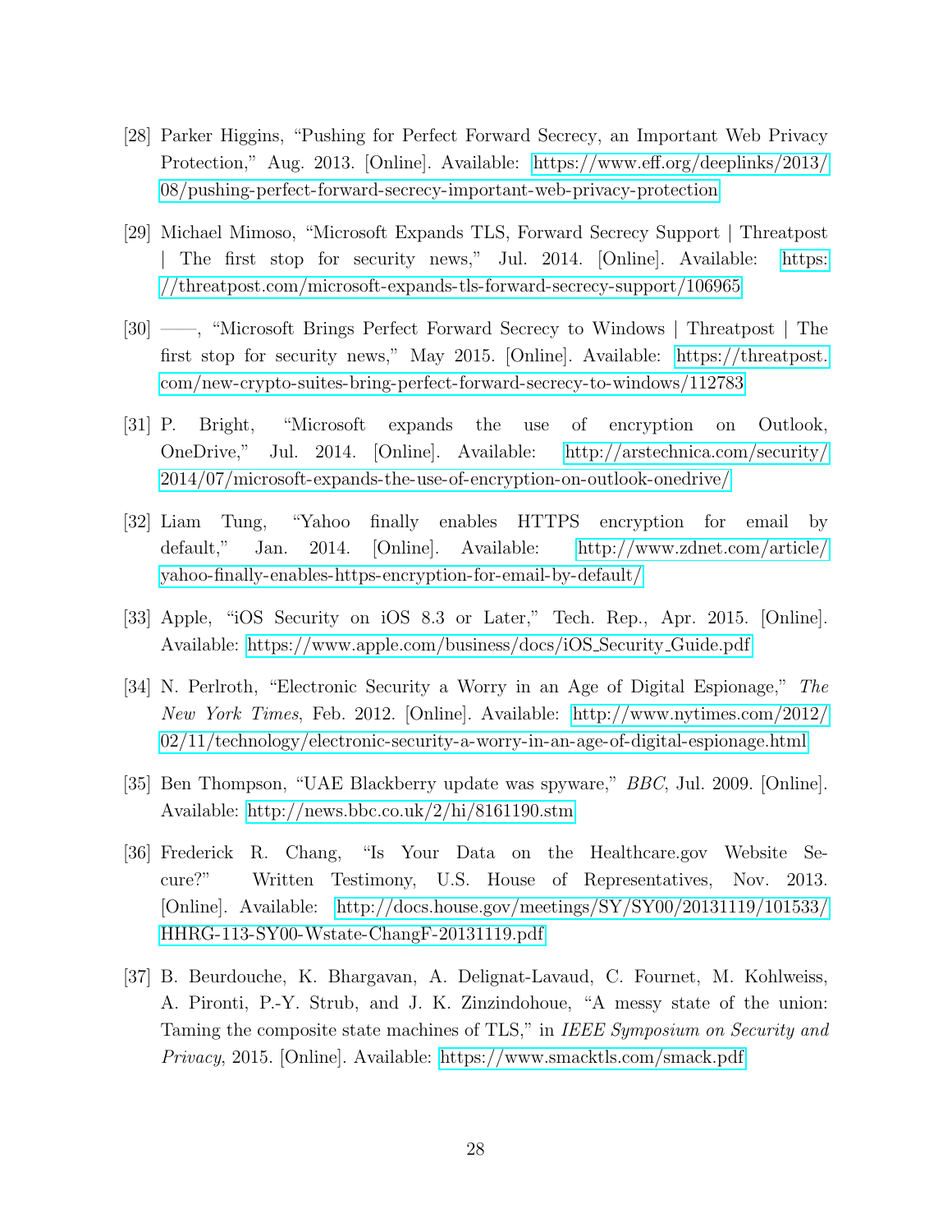[28] Parker Higgins, "Pushing for Perfect Forward Secrecy, an Important Web Privacy Protection," Aug. 2013. [Online]. Available: https://www.eff.org/deeplinks/2013/08/pushing-perfect-forward-secrecy-important-web-privacy-protection

[29] Michael Mimoso, "Microsoft Expands TLS, Forward Secrecy Support | Threatpost | The first stop for security news," Jul. 2014. [Online]. Available: https://threatpost.com/microsoft-expands-tls-forward-secrecy-support/106965

[30] ——, "Microsoft Brings Perfect Forward Secrecy to Windows | Threatpost | The first stop for security news," May 2015. [Online]. Available: https://threatpost.com/new-crypto-suites-bring-perfect-forward-secrecy-to-windows/112783

[31] P. Bright, "Microsoft expands the use of encryption on Outlook, OneDrive," Jul. 2014. [Online]. Available: http://arstechnica.com/security/2014/07/microsoft-expands-the-use-of-encryption-on-outlook-onedrive/

[32] Liam Tung, "Yahoo finally enables HTTPS encryption for email by default," Jan. 2014. [Online]. Available: http://www.zdnet.com/article/yahoo-finally-enables-https-encryption-for-email-by-default/

[33] Apple, "iOS Security on iOS 8.3 or Later," Tech. Rep., Apr. 2015. [Online]. Available: https://www.apple.com/business/docs/iOS_Security_Guide.pdf

[34] N. Perlroth, "Electronic Security a Worry in an Age of Digital Espionage," *The New York Times*, Feb. 2012. [Online]. Available: http://www.nytimes.com/2012/02/11/technology/electronic-security-a-worry-in-an-age-of-digital-espionage.html

[35] Ben Thompson, "UAE Blackberry update was spyware," *BBC*, Jul. 2009. [Online]. Available: http://news.bbc.co.uk/2/hi/8161190.stm

[36] Frederick R. Chang, "Is Your Data on the Healthcare.gov Website Secure?" Written Testimony, U.S. House of Representatives, Nov. 2013. [Online]. Available: http://docs.house.gov/meetings/SY/SY00/20131119/101533/HHRG-113-SY00-Wstate-ChangF-20131119.pdf

[37] B. Beurdouche, K. Bhargavan, A. Delignat-Lavaud, C. Fournet, M. Kohlweiss, A. Pironti, P.-Y. Strub, and J. K. Zinzindohoue, "A messy state of the union: Taming the composite state machines of TLS," in *IEEE Symposium on Security and Privacy*, 2015. [Online]. Available: https://www.smacktls.com/smack.pdf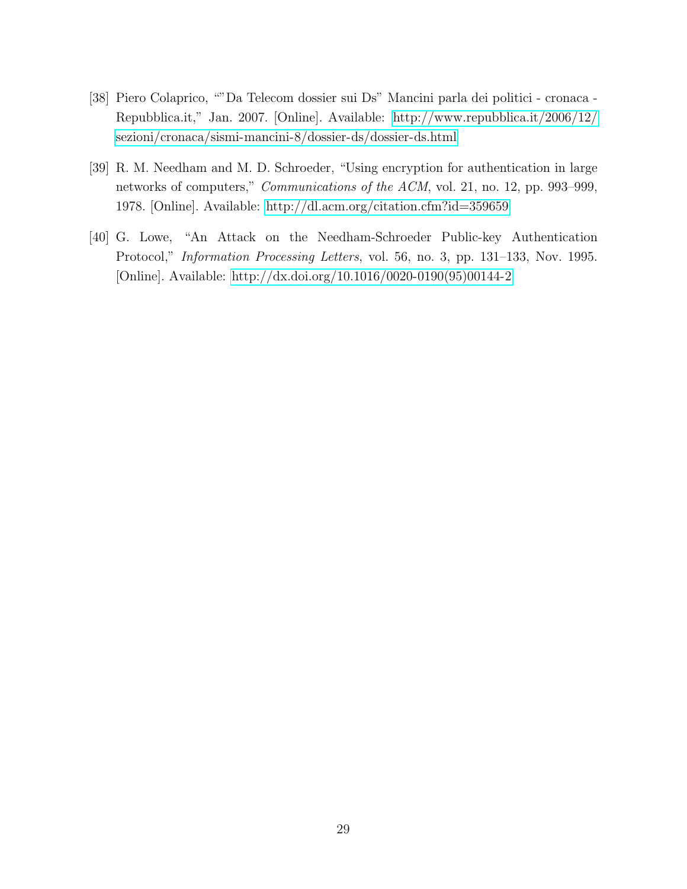[38] Piero Colaprico, ""Da Telecom dossier sui Ds" Mancini parla dei politici - cronaca - Repubblica.it," Jan. 2007. [Online]. Available: http://www.repubblica.it/2006/12/sezioni/cronaca/sismi-mancini-8/dossier-ds/dossier-ds.html

[39] R. M. Needham and M. D. Schroeder, "Using encryption for authentication in large networks of computers," *Communications of the ACM*, vol. 21, no. 12, pp. 993–999, 1978. [Online]. Available: http://dl.acm.org/citation.cfm?id=359659

[40] G. Lowe, "An Attack on the Needham-Schroeder Public-key Authentication Protocol," *Information Processing Letters*, vol. 56, no. 3, pp. 131–133, Nov. 1995. [Online]. Available: http://dx.doi.org/10.1016/0020-0190(95)00144-2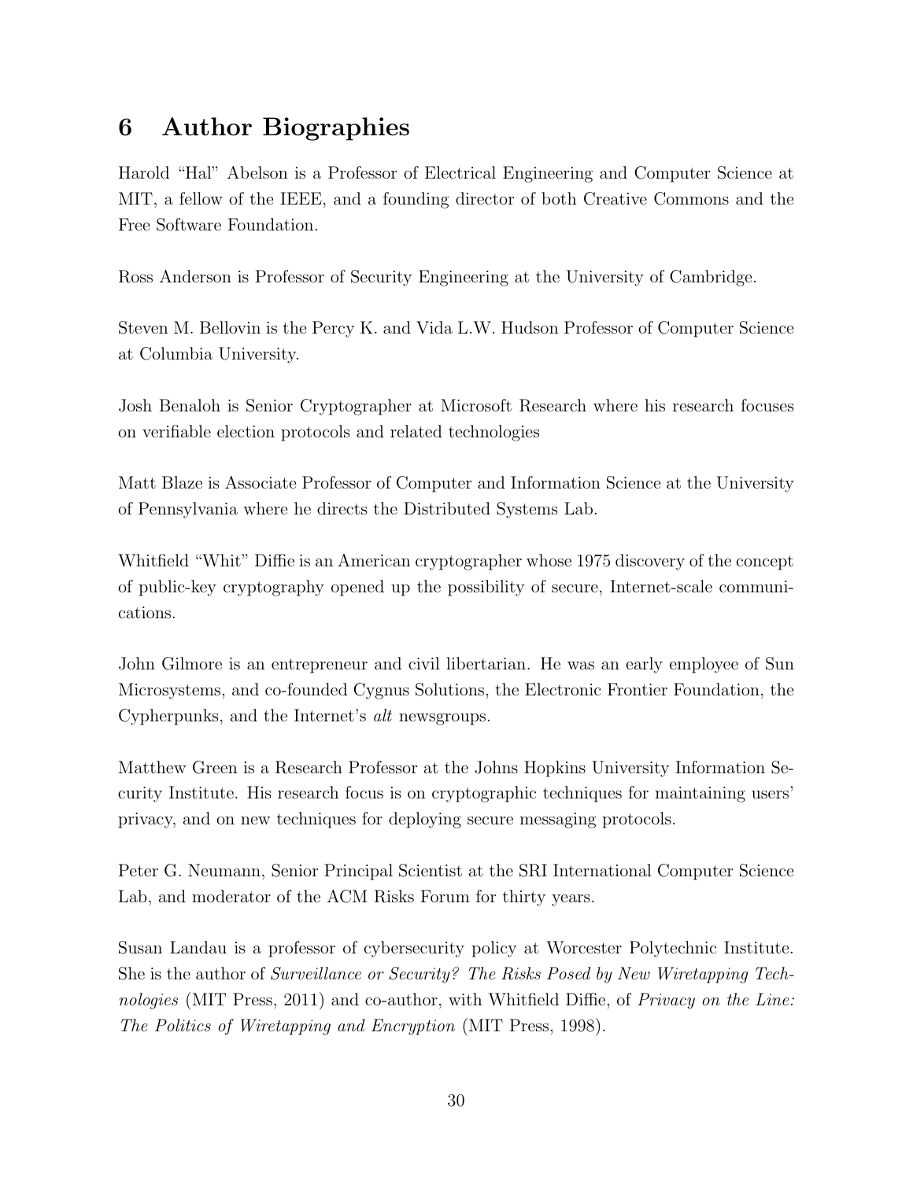## 6 Author Biographies

Harold "Hal" Abelson is a Professor of Electrical Engineering and Computer Science at MIT, a fellow of the IEEE, and a founding director of both Creative Commons and the Free Software Foundation.

Ross Anderson is Professor of Security Engineering at the University of Cambridge.

Steven M. Bellovin is the Percy K. and Vida L.W. Hudson Professor of Computer Science at Columbia University.

Josh Benaloh is Senior Cryptographer at Microsoft Research where his research focuses on verifiable election protocols and related technologies

Matt Blaze is Associate Professor of Computer and Information Science at the University of Pennsylvania where he directs the Distributed Systems Lab.

Whitfield "Whit" Diffie is an American cryptographer whose 1975 discovery of the concept of public-key cryptography opened up the possibility of secure, Internet-scale communications.

John Gilmore is an entrepreneur and civil libertarian. He was an early employee of Sun Microsystems, and co-founded Cygnus Solutions, the Electronic Frontier Foundation, the Cypherpunks, and the Internet's *alt* newsgroups.

Matthew Green is a Research Professor at the Johns Hopkins University Information Security Institute. His research focus is on cryptographic techniques for maintaining users' privacy, and on new techniques for deploying secure messaging protocols.

Peter G. Neumann, Senior Principal Scientist at the SRI International Computer Science Lab, and moderator of the ACM Risks Forum for thirty years.

Susan Landau is a professor of cybersecurity policy at Worcester Polytechnic Institute. She is the author of *Surveillance or Security? The Risks Posed by New Wiretapping Technologies* (MIT Press, 2011) and co-author, with Whitfield Diffie, of *Privacy on the Line: The Politics of Wiretapping and Encryption* (MIT Press, 1998).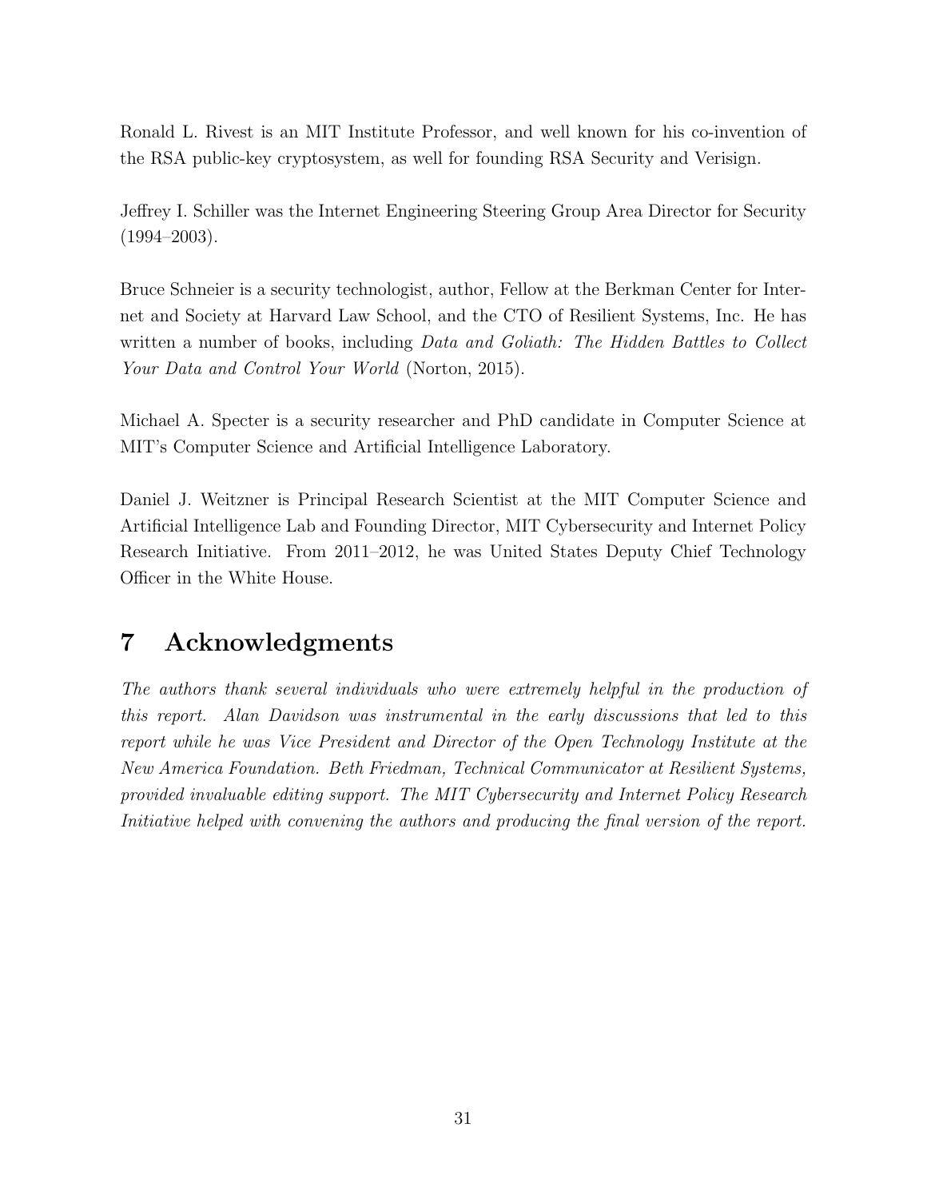Ronald L. Rivest is an MIT Institute Professor, and well known for his co-invention of the RSA public-key cryptosystem, as well for founding RSA Security and Verisign.

Jeffrey I. Schiller was the Internet Engineering Steering Group Area Director for Security (1994–2003).

Bruce Schneier is a security technologist, author, Fellow at the Berkman Center for Internet and Society at Harvard Law School, and the CTO of Resilient Systems, Inc. He has written a number of books, including *Data and Goliath: The Hidden Battles to Collect Your Data and Control Your World* (Norton, 2015).

Michael A. Specter is a security researcher and PhD candidate in Computer Science at MIT's Computer Science and Artificial Intelligence Laboratory.

Daniel J. Weitzner is Principal Research Scientist at the MIT Computer Science and Artificial Intelligence Lab and Founding Director, MIT Cybersecurity and Internet Policy Research Initiative. From 2011–2012, he was United States Deputy Chief Technology Officer in the White House.

# 7 Acknowledgments

*The authors thank several individuals who were extremely helpful in the production of this report. Alan Davidson was instrumental in the early discussions that led to this report while he was Vice President and Director of the Open Technology Institute at the New America Foundation. Beth Friedman, Technical Communicator at Resilient Systems, provided invaluable editing support. The MIT Cybersecurity and Internet Policy Research Initiative helped with convening the authors and producing the final version of the report.*